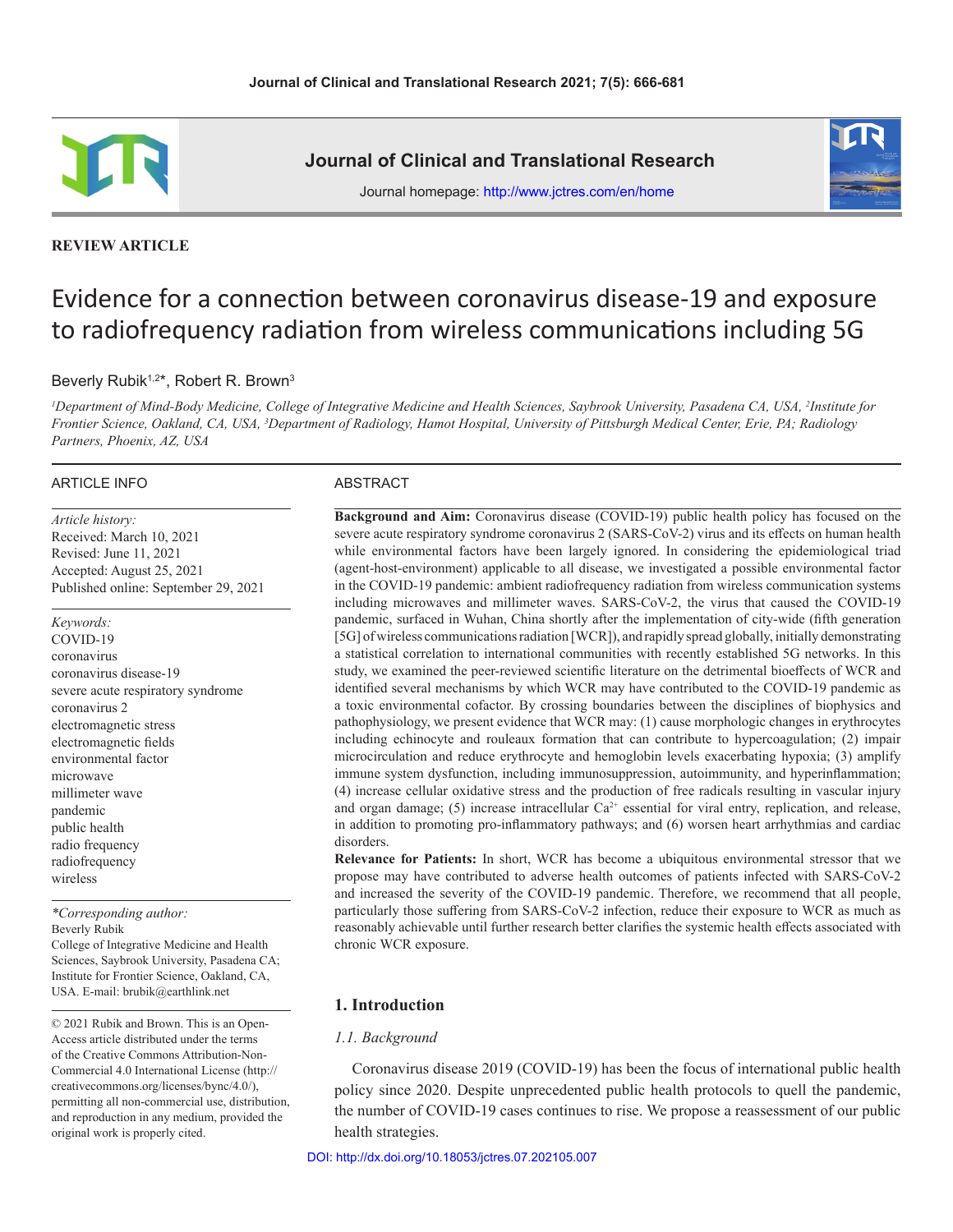**REVIEW ARTICLE**

# Evidence for a connection between coronavirus disease-19 and exposure to radiofrequency radiation from wireless communications including 5G

Beverly Rubik[1,2]*, Robert R. Brown[3]

[1]Department of Mind-Body Medicine, College of Integrative Medicine and Health Sciences, Saybrook University, Pasadena CA, USA, [2]Institute for Frontier Science, Oakland, CA, USA, [3]Department of Radiology, Hamot Hospital, University of Pittsburgh Medical Center, Erie, PA; Radiology Partners, Phoenix, AZ, USA

## ARTICLE INFO

*Article history:*
Received: March 10, 2021
Revised: June 11, 2021
Accepted: August 25, 2021
Published online: September 29, 2021

*Keywords:*
COVID-19
coronavirus
coronavirus disease-19
severe acute respiratory syndrome coronavirus 2
electromagnetic stress
electromagnetic fields
environmental factor
microwave
millimeter wave
pandemic
public health
radio frequency
radiofrequency
wireless

*\*Corresponding author:*
Beverly Rubik
College of Integrative Medicine and Health Sciences, Saybrook University, Pasadena CA; Institute for Frontier Science, Oakland, CA, USA. E-mail: brubik@earthlink.net

© 2021 Rubik and Brown. This is an Open-Access article distributed under the terms of the Creative Commons Attribution-Non-Commercial 4.0 International License (http://creativecommons.org/licenses/bync/4.0/), permitting all non-commercial use, distribution, and reproduction in any medium, provided the original work is properly cited.

## ABSTRACT

**Background and Aim:** Coronavirus disease (COVID-19) public health policy has focused on the severe acute respiratory syndrome coronavirus 2 (SARS-CoV-2) virus and its effects on human health while environmental factors have been largely ignored. In considering the epidemiological triad (agent-host-environment) applicable to all disease, we investigated a possible environmental factor in the COVID-19 pandemic: ambient radiofrequency radiation from wireless communication systems including microwaves and millimeter waves. SARS-CoV-2, the virus that caused the COVID-19 pandemic, surfaced in Wuhan, China shortly after the implementation of city-wide (fifth generation [5G] of wireless communications radiation [WCR]), and rapidly spread globally, initially demonstrating a statistical correlation to international communities with recently established 5G networks. In this study, we examined the peer-reviewed scientific literature on the detrimental bioeffects of WCR and identified several mechanisms by which WCR may have contributed to the COVID-19 pandemic as a toxic environmental cofactor. By crossing boundaries between the disciplines of biophysics and pathophysiology, we present evidence that WCR may: (1) cause morphologic changes in erythrocytes including echinocyte and rouleaux formation that can contribute to hypercoagulation; (2) impair microcirculation and reduce erythrocyte and hemoglobin levels exacerbating hypoxia; (3) amplify immune system dysfunction, including immunosuppression, autoimmunity, and hyperinflammation; (4) increase cellular oxidative stress and the production of free radicals resulting in vascular injury and organ damage; (5) increase intracellular $Ca^{2+}$ essential for viral entry, replication, and release, in addition to promoting pro-inflammatory pathways; and (6) worsen heart arrhythmias and cardiac disorders.

**Relevance for Patients:** In short, WCR has become a ubiquitous environmental stressor that we propose may have contributed to adverse health outcomes of patients infected with SARS-CoV-2 and increased the severity of the COVID-19 pandemic. Therefore, we recommend that all people, particularly those suffering from SARS-CoV-2 infection, reduce their exposure to WCR as much as reasonably achievable until further research better clarifies the systemic health effects associated with chronic WCR exposure.

## 1. Introduction

### *1.1. Background*

Coronavirus disease 2019 (COVID-19) has been the focus of international public health policy since 2020. Despite unprecedented public health protocols to quell the pandemic, the number of COVID-19 cases continues to rise. We propose a reassessment of our public health strategies.

DOI: http://dx.doi.org/10.18053/jctres.07.202105.007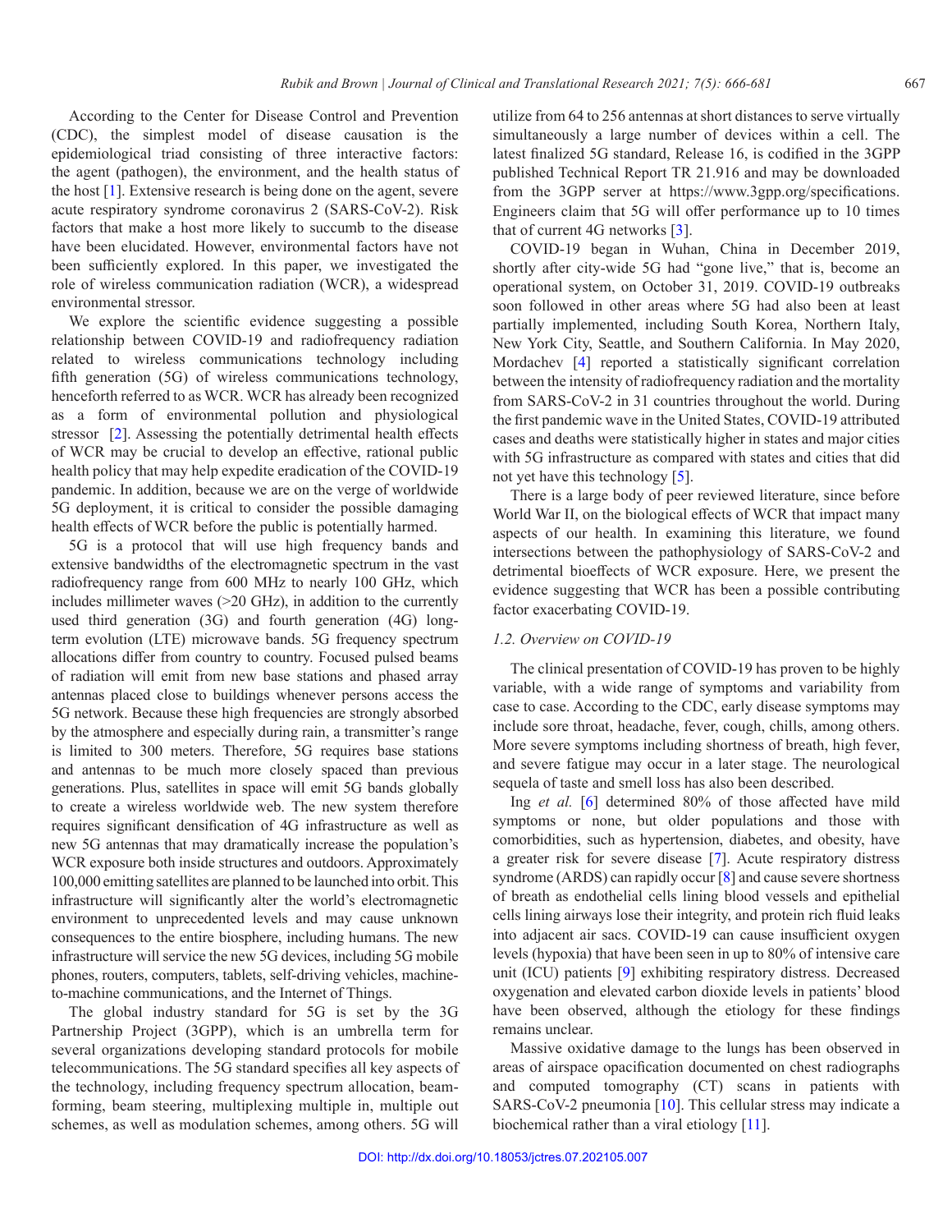According to the Center for Disease Control and Prevention (CDC), the simplest model of disease causation is the epidemiological triad consisting of three interactive factors: the agent (pathogen), the environment, and the health status of the host [1]. Extensive research is being done on the agent, severe acute respiratory syndrome coronavirus 2 (SARS-CoV-2). Risk factors that make a host more likely to succumb to the disease have been elucidated. However, environmental factors have not been sufficiently explored. In this paper, we investigated the role of wireless communication radiation (WCR), a widespread environmental stressor.

We explore the scientific evidence suggesting a possible relationship between COVID-19 and radiofrequency radiation related to wireless communications technology including fifth generation (5G) of wireless communications technology, henceforth referred to as WCR. WCR has already been recognized as a form of environmental pollution and physiological stressor [2]. Assessing the potentially detrimental health effects of WCR may be crucial to develop an effective, rational public health policy that may help expedite eradication of the COVID-19 pandemic. In addition, because we are on the verge of worldwide 5G deployment, it is critical to consider the possible damaging health effects of WCR before the public is potentially harmed.

5G is a protocol that will use high frequency bands and extensive bandwidths of the electromagnetic spectrum in the vast radiofrequency range from 600 MHz to nearly 100 GHz, which includes millimeter waves (>20 GHz), in addition to the currently used third generation (3G) and fourth generation (4G) long-term evolution (LTE) microwave bands. 5G frequency spectrum allocations differ from country to country. Focused pulsed beams of radiation will emit from new base stations and phased array antennas placed close to buildings whenever persons access the 5G network. Because these high frequencies are strongly absorbed by the atmosphere and especially during rain, a transmitter's range is limited to 300 meters. Therefore, 5G requires base stations and antennas to be much more closely spaced than previous generations. Plus, satellites in space will emit 5G bands globally to create a wireless worldwide web. The new system therefore requires significant densification of 4G infrastructure as well as new 5G antennas that may dramatically increase the population's WCR exposure both inside structures and outdoors. Approximately 100,000 emitting satellites are planned to be launched into orbit. This infrastructure will significantly alter the world's electromagnetic environment to unprecedented levels and may cause unknown consequences to the entire biosphere, including humans. The new infrastructure will service the new 5G devices, including 5G mobile phones, routers, computers, tablets, self-driving vehicles, machine-to-machine communications, and the Internet of Things.

The global industry standard for 5G is set by the 3G Partnership Project (3GPP), which is an umbrella term for several organizations developing standard protocols for mobile telecommunications. The 5G standard specifies all key aspects of the technology, including frequency spectrum allocation, beam-forming, beam steering, multiplexing multiple in, multiple out schemes, as well as modulation schemes, among others. 5G will utilize from 64 to 256 antennas at short distances to serve virtually simultaneously a large number of devices within a cell. The latest finalized 5G standard, Release 16, is codified in the 3GPP published Technical Report TR 21.916 and may be downloaded from the 3GPP server at https://www.3gpp.org/specifications. Engineers claim that 5G will offer performance up to 10 times that of current 4G networks [3].

COVID-19 began in Wuhan, China in December 2019, shortly after city-wide 5G had "gone live," that is, become an operational system, on October 31, 2019. COVID-19 outbreaks soon followed in other areas where 5G had also been at least partially implemented, including South Korea, Northern Italy, New York City, Seattle, and Southern California. In May 2020, Mordachev [4] reported a statistically significant correlation between the intensity of radiofrequency radiation and the mortality from SARS-CoV-2 in 31 countries throughout the world. During the first pandemic wave in the United States, COVID-19 attributed cases and deaths were statistically higher in states and major cities with 5G infrastructure as compared with states and cities that did not yet have this technology [5].

There is a large body of peer reviewed literature, since before World War II, on the biological effects of WCR that impact many aspects of our health. In examining this literature, we found intersections between the pathophysiology of SARS-CoV-2 and detrimental bioeffects of WCR exposure. Here, we present the evidence suggesting that WCR has been a possible contributing factor exacerbating COVID-19.

### *1.2. Overview on COVID-19*

The clinical presentation of COVID-19 has proven to be highly variable, with a wide range of symptoms and variability from case to case. According to the CDC, early disease symptoms may include sore throat, headache, fever, cough, chills, among others. More severe symptoms including shortness of breath, high fever, and severe fatigue may occur in a later stage. The neurological sequela of taste and smell loss has also been described.

Ing *et al.* [6] determined 80% of those affected have mild symptoms or none, but older populations and those with comorbidities, such as hypertension, diabetes, and obesity, have a greater risk for severe disease [7]. Acute respiratory distress syndrome (ARDS) can rapidly occur [8] and cause severe shortness of breath as endothelial cells lining blood vessels and epithelial cells lining airways lose their integrity, and protein rich fluid leaks into adjacent air sacs. COVID-19 can cause insufficient oxygen levels (hypoxia) that have been seen in up to 80% of intensive care unit (ICU) patients [9] exhibiting respiratory distress. Decreased oxygenation and elevated carbon dioxide levels in patients' blood have been observed, although the etiology for these findings remains unclear.

Massive oxidative damage to the lungs has been observed in areas of airspace opacification documented on chest radiographs and computed tomography (CT) scans in patients with SARS-CoV-2 pneumonia [10]. This cellular stress may indicate a biochemical rather than a viral etiology [11].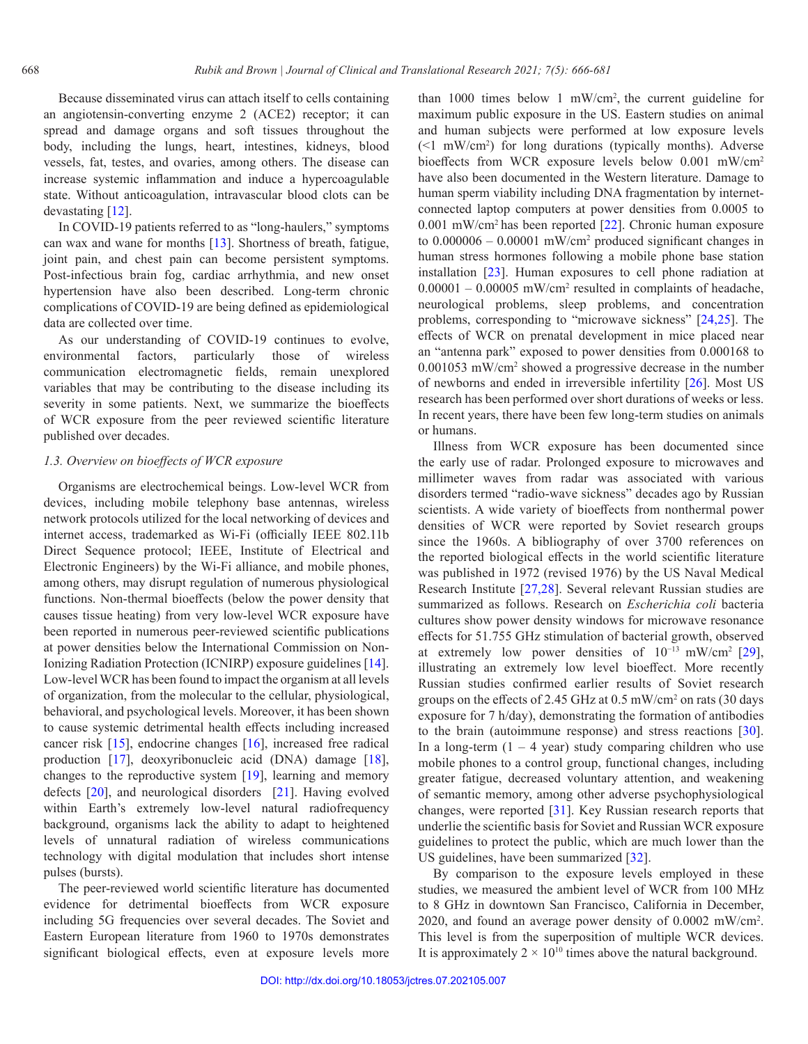Because disseminated virus can attach itself to cells containing an angiotensin-converting enzyme 2 (ACE2) receptor; it can spread and damage organs and soft tissues throughout the body, including the lungs, heart, intestines, kidneys, blood vessels, fat, testes, and ovaries, among others. The disease can increase systemic inflammation and induce a hypercoagulable state. Without anticoagulation, intravascular blood clots can be devastating [12].

In COVID-19 patients referred to as "long-haulers," symptoms can wax and wane for months [13]. Shortness of breath, fatigue, joint pain, and chest pain can become persistent symptoms. Post-infectious brain fog, cardiac arrhythmia, and new onset hypertension have also been described. Long-term chronic complications of COVID-19 are being defined as epidemiological data are collected over time.

As our understanding of COVID-19 continues to evolve, environmental factors, particularly those of wireless communication electromagnetic fields, remain unexplored variables that may be contributing to the disease including its severity in some patients. Next, we summarize the bioeffects of WCR exposure from the peer reviewed scientific literature published over decades.

### 1.3. Overview on bioeffects of WCR exposure

Organisms are electrochemical beings. Low-level WCR from devices, including mobile telephony base antennas, wireless network protocols utilized for the local networking of devices and internet access, trademarked as Wi-Fi (officially IEEE 802.11b Direct Sequence protocol; IEEE, Institute of Electrical and Electronic Engineers) by the Wi-Fi alliance, and mobile phones, among others, may disrupt regulation of numerous physiological functions. Non-thermal bioeffects (below the power density that causes tissue heating) from very low-level WCR exposure have been reported in numerous peer-reviewed scientific publications at power densities below the International Commission on Non-Ionizing Radiation Protection (ICNIRP) exposure guidelines [14]. Low-level WCR has been found to impact the organism at all levels of organization, from the molecular to the cellular, physiological, behavioral, and psychological levels. Moreover, it has been shown to cause systemic detrimental health effects including increased cancer risk [15], endocrine changes [16], increased free radical production [17], deoxyribonucleic acid (DNA) damage [18], changes to the reproductive system [19], learning and memory defects [20], and neurological disorders [21]. Having evolved within Earth's extremely low-level natural radiofrequency background, organisms lack the ability to adapt to heightened levels of unnatural radiation of wireless communications technology with digital modulation that includes short intense pulses (bursts).

The peer-reviewed world scientific literature has documented evidence for detrimental bioeffects from WCR exposure including 5G frequencies over several decades. The Soviet and Eastern European literature from 1960 to 1970s demonstrates significant biological effects, even at exposure levels more than 1000 times below 1 mW/cm$^2$, the current guideline for maximum public exposure in the US. Eastern studies on animal and human subjects were performed at low exposure levels (<1 mW/cm$^2$) for long durations (typically months). Adverse bioeffects from WCR exposure levels below 0.001 mW/cm$^2$ have also been documented in the Western literature. Damage to human sperm viability including DNA fragmentation by internet-connected laptop computers at power densities from 0.0005 to 0.001 mW/cm$^2$ has been reported [22]. Chronic human exposure to 0.000006 – 0.00001 mW/cm$^2$ produced significant changes in human stress hormones following a mobile phone base station installation [23]. Human exposures to cell phone radiation at 0.00001 – 0.00005 mW/cm$^2$ resulted in complaints of headache, neurological problems, sleep problems, and concentration problems, corresponding to "microwave sickness" [24,25]. The effects of WCR on prenatal development in mice placed near an "antenna park" exposed to power densities from 0.000168 to 0.001053 mW/cm$^2$ showed a progressive decrease in the number of newborns and ended in irreversible infertility [26]. Most US research has been performed over short durations of weeks or less. In recent years, there have been few long-term studies on animals or humans.

Illness from WCR exposure has been documented since the early use of radar. Prolonged exposure to microwaves and millimeter waves from radar was associated with various disorders termed "radio-wave sickness" decades ago by Russian scientists. A wide variety of bioeffects from nonthermal power densities of WCR were reported by Soviet research groups since the 1960s. A bibliography of over 3700 references on the reported biological effects in the world scientific literature was published in 1972 (revised 1976) by the US Naval Medical Research Institute [27,28]. Several relevant Russian studies are summarized as follows. Research on *Escherichia coli* bacteria cultures show power density windows for microwave resonance effects for 51.755 GHz stimulation of bacterial growth, observed at extremely low power densities of $10^{-13}$ mW/cm$^2$ [29], illustrating an extremely low level bioeffect. More recently Russian studies confirmed earlier results of Soviet research groups on the effects of 2.45 GHz at 0.5 mW/cm$^2$ on rats (30 days exposure for 7 h/day), demonstrating the formation of antibodies to the brain (autoimmune response) and stress reactions [30]. In a long-term (1 – 4 year) study comparing children who use mobile phones to a control group, functional changes, including greater fatigue, decreased voluntary attention, and weakening of semantic memory, among other adverse psychophysiological changes, were reported [31]. Key Russian research reports that underlie the scientific basis for Soviet and Russian WCR exposure guidelines to protect the public, which are much lower than the US guidelines, have been summarized [32].

By comparison to the exposure levels employed in these studies, we measured the ambient level of WCR from 100 MHz to 8 GHz in downtown San Francisco, California in December, 2020, and found an average power density of 0.0002 mW/cm$^2$. This level is from the superposition of multiple WCR devices. It is approximately $2 \times 10^{10}$ times above the natural background.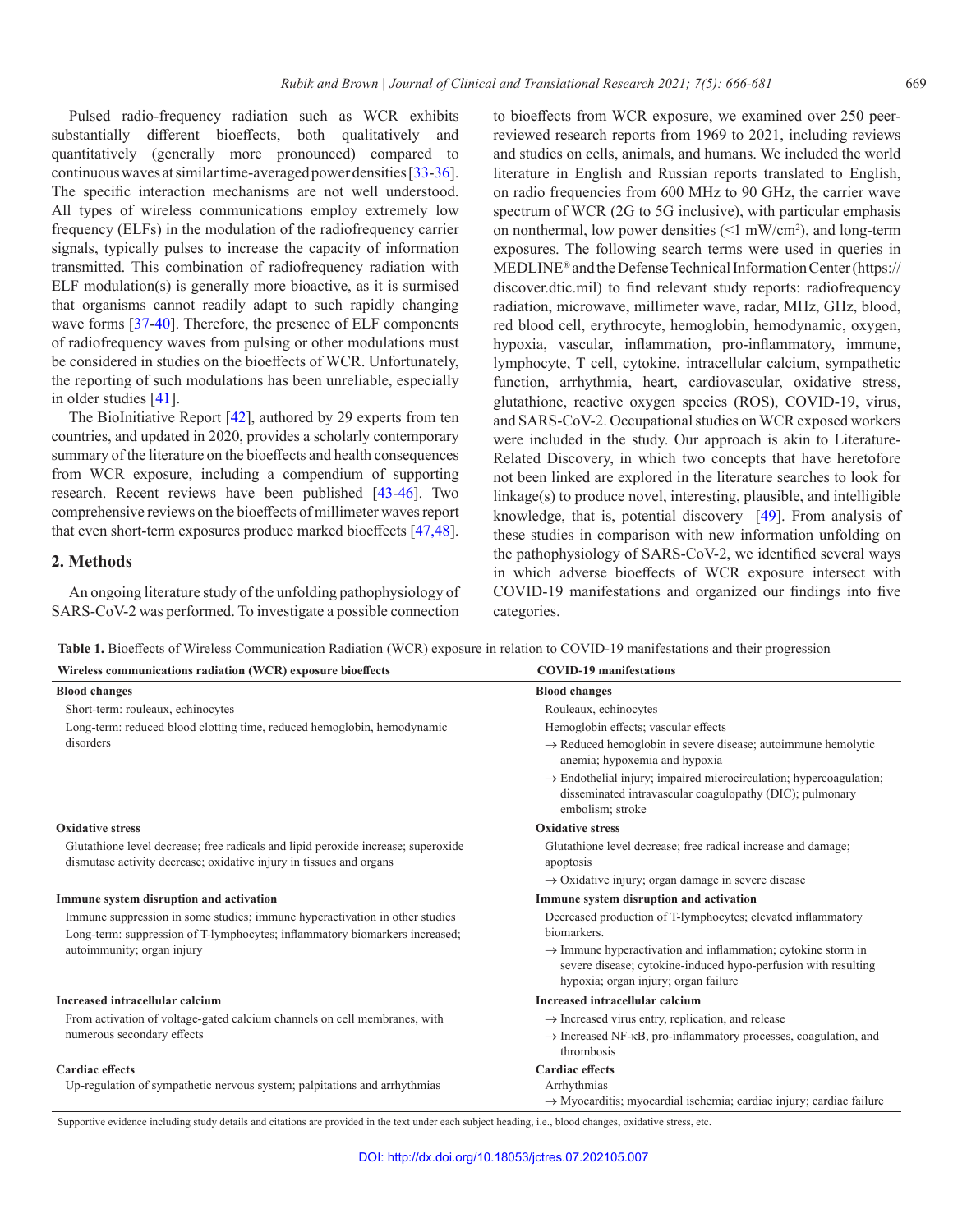Pulsed radio-frequency radiation such as WCR exhibits substantially different bioeffects, both qualitatively and quantitatively (generally more pronounced) compared to continuous waves at similar time-averaged power densities [33-36]. The specific interaction mechanisms are not well understood. All types of wireless communications employ extremely low frequency (ELFs) in the modulation of the radiofrequency carrier signals, typically pulses to increase the capacity of information transmitted. This combination of radiofrequency radiation with ELF modulation(s) is generally more bioactive, as it is surmised that organisms cannot readily adapt to such rapidly changing wave forms [37-40]. Therefore, the presence of ELF components of radiofrequency waves from pulsing or other modulations must be considered in studies on the bioeffects of WCR. Unfortunately, the reporting of such modulations has been unreliable, especially in older studies [41].

The BioInitiative Report [42], authored by 29 experts from ten countries, and updated in 2020, provides a scholarly contemporary summary of the literature on the bioeffects and health consequences from WCR exposure, including a compendium of supporting research. Recent reviews have been published [43-46]. Two comprehensive reviews on the bioeffects of millimeter waves report that even short-term exposures produce marked bioeffects [47,48].

## 2. Methods

An ongoing literature study of the unfolding pathophysiology of SARS-CoV-2 was performed. To investigate a possible connection to bioeffects from WCR exposure, we examined over 250 peer-reviewed research reports from 1969 to 2021, including reviews and studies on cells, animals, and humans. We included the world literature in English and Russian reports translated to English, on radio frequencies from 600 MHz to 90 GHz, the carrier wave spectrum of WCR (2G to 5G inclusive), with particular emphasis on nonthermal, low power densities (<1 mW/cm²), and long-term exposures. The following search terms were used in queries in MEDLINE® and the Defense Technical Information Center (https://discover.dtic.mil) to find relevant study reports: radiofrequency radiation, microwave, millimeter wave, radar, MHz, GHz, blood, red blood cell, erythrocyte, hemoglobin, hemodynamic, oxygen, hypoxia, vascular, inflammation, pro-inflammatory, immune, lymphocyte, T cell, cytokine, intracellular calcium, sympathetic function, arrhythmia, heart, cardiovascular, oxidative stress, glutathione, reactive oxygen species (ROS), COVID-19, virus, and SARS-CoV-2. Occupational studies on WCR exposed workers were included in the study. Our approach is akin to Literature-Related Discovery, in which two concepts that have heretofore not been linked are explored in the literature searches to look for linkage(s) to produce novel, interesting, plausible, and intelligible knowledge, that is, potential discovery [49]. From analysis of these studies in comparison with new information unfolding on the pathophysiology of SARS-CoV-2, we identified several ways in which adverse bioeffects of WCR exposure intersect with COVID-19 manifestations and organized our findings into five categories.

**Table 1.** Bioeffects of Wireless Communication Radiation (WCR) exposure in relation to COVID-19 manifestations and their progression

| Wireless communications radiation (WCR) exposure bioeffects | COVID-19 manifestations |
|---|---|
| **Blood changes** | **Blood changes** |
| Short-term: rouleaux, echinocytes | Rouleaux, echinocytes |
| Long-term: reduced blood clotting time, reduced hemoglobin, hemodynamic disorders | Hemoglobin effects; vascular effects<br>→ Reduced hemoglobin in severe disease; autoimmune hemolytic anemia; hypoxemia and hypoxia<br>→ Endothelial injury; impaired microcirculation; hypercoagulation; disseminated intravascular coagulopathy (DIC); pulmonary embolism; stroke |
| **Oxidative stress** | **Oxidative stress** |
| Glutathione level decrease; free radicals and lipid peroxide increase; superoxide dismutase activity decrease; oxidative injury in tissues and organs | Glutathione level decrease; free radical increase and damage; apoptosis<br>→ Oxidative injury; organ damage in severe disease |
| **Immune system disruption and activation** | **Immune system disruption and activation** |
| Immune suppression in some studies; immune hyperactivation in other studies<br>Long-term: suppression of T-lymphocytes; inflammatory biomarkers increased; autoimmunity; organ injury | Decreased production of T-lymphocytes; elevated inflammatory biomarkers.<br>→ Immune hyperactivation and inflammation; cytokine storm in severe disease; cytokine-induced hypo-perfusion with resulting hypoxia; organ injury; organ failure |
| **Increased intracellular calcium** | **Increased intracellular calcium** |
| From activation of voltage-gated calcium channels on cell membranes, with numerous secondary effects | → Increased virus entry, replication, and release<br>→ Increased NF-κB, pro-inflammatory processes, coagulation, and thrombosis |
| **Cardiac effects** | **Cardiac effects** |
| Up-regulation of sympathetic nervous system; palpitations and arrhythmias | Arrhythmias<br>→ Myocarditis; myocardial ischemia; cardiac injury; cardiac failure |

Supportive evidence including study details and citations are provided in the text under each subject heading, i.e., blood changes, oxidative stress, etc.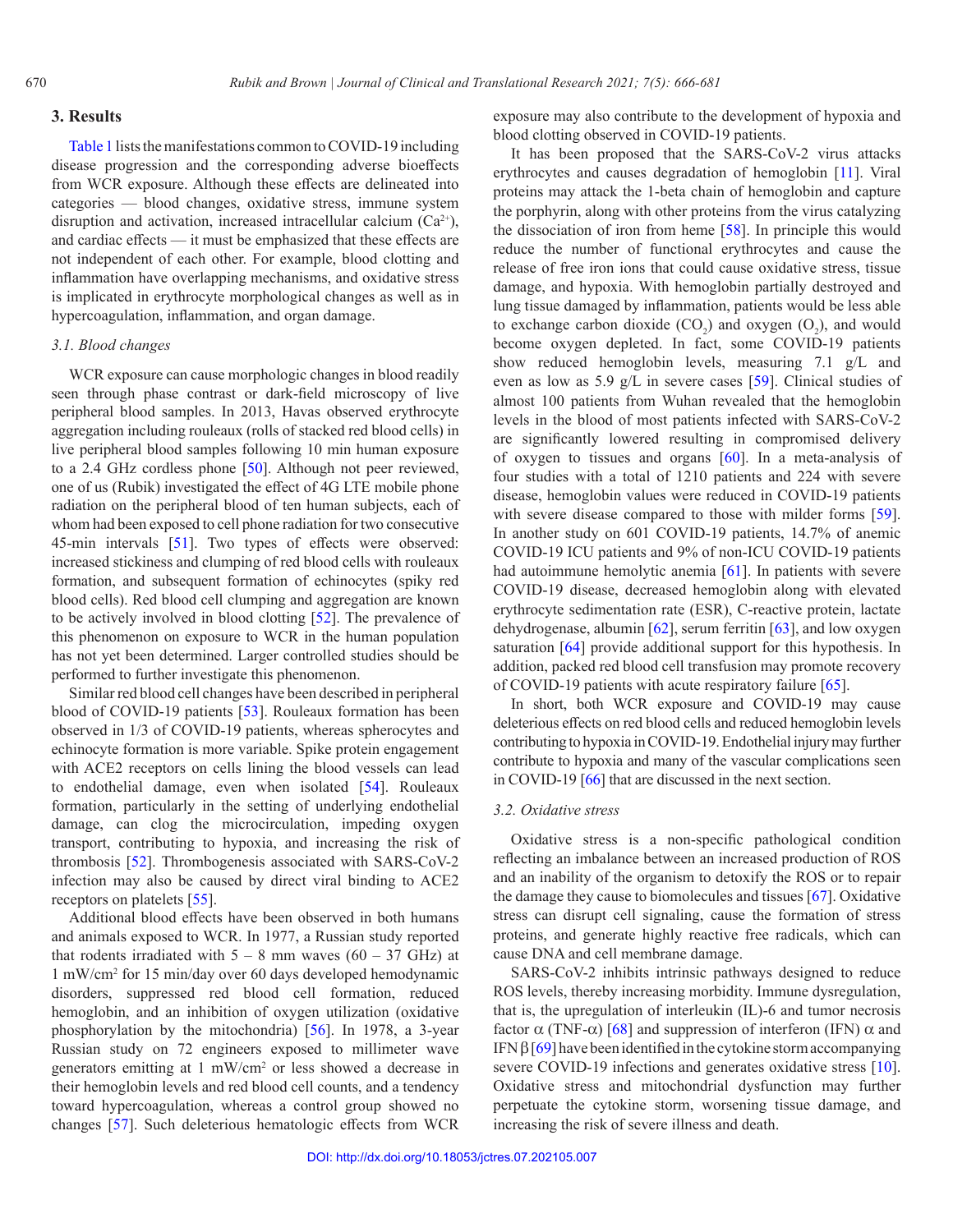## 3. Results

Table 1 lists the manifestations common to COVID-19 including disease progression and the corresponding adverse bioeffects from WCR exposure. Although these effects are delineated into categories — blood changes, oxidative stress, immune system disruption and activation, increased intracellular calcium ($Ca^{2+}$), and cardiac effects — it must be emphasized that these effects are not independent of each other. For example, blood clotting and inflammation have overlapping mechanisms, and oxidative stress is implicated in erythrocyte morphological changes as well as in hypercoagulation, inflammation, and organ damage.

### 3.1. Blood changes

WCR exposure can cause morphologic changes in blood readily seen through phase contrast or dark-field microscopy of live peripheral blood samples. In 2013, Havas observed erythrocyte aggregation including rouleaux (rolls of stacked red blood cells) in live peripheral blood samples following 10 min human exposure to a 2.4 GHz cordless phone [50]. Although not peer reviewed, one of us (Rubik) investigated the effect of 4G LTE mobile phone radiation on the peripheral blood of ten human subjects, each of whom had been exposed to cell phone radiation for two consecutive 45-min intervals [51]. Two types of effects were observed: increased stickiness and clumping of red blood cells with rouleaux formation, and subsequent formation of echinocytes (spiky red blood cells). Red blood cell clumping and aggregation are known to be actively involved in blood clotting [52]. The prevalence of this phenomenon on exposure to WCR in the human population has not yet been determined. Larger controlled studies should be performed to further investigate this phenomenon.

Similar red blood cell changes have been described in peripheral blood of COVID-19 patients [53]. Rouleaux formation has been observed in 1/3 of COVID-19 patients, whereas spherocytes and echinocyte formation is more variable. Spike protein engagement with ACE2 receptors on cells lining the blood vessels can lead to endothelial damage, even when isolated [54]. Rouleaux formation, particularly in the setting of underlying endothelial damage, can clog the microcirculation, impeding oxygen transport, contributing to hypoxia, and increasing the risk of thrombosis [52]. Thrombogenesis associated with SARS-CoV-2 infection may also be caused by direct viral binding to ACE2 receptors on platelets [55].

Additional blood effects have been observed in both humans and animals exposed to WCR. In 1977, a Russian study reported that rodents irradiated with 5 – 8 mm waves (60 – 37 GHz) at 1 mW/cm$^2$ for 15 min/day over 60 days developed hemodynamic disorders, suppressed red blood cell formation, reduced hemoglobin, and an inhibition of oxygen utilization (oxidative phosphorylation by the mitochondria) [56]. In 1978, a 3-year Russian study on 72 engineers exposed to millimeter wave generators emitting at 1 mW/cm$^2$ or less showed a decrease in their hemoglobin levels and red blood cell counts, and a tendency toward hypercoagulation, whereas a control group showed no changes [57]. Such deleterious hematologic effects from WCR exposure may also contribute to the development of hypoxia and blood clotting observed in COVID-19 patients.

It has been proposed that the SARS-CoV-2 virus attacks erythrocytes and causes degradation of hemoglobin [11]. Viral proteins may attack the 1-beta chain of hemoglobin and capture the porphyrin, along with other proteins from the virus catalyzing the dissociation of iron from heme [58]. In principle this would reduce the number of functional erythrocytes and cause the release of free iron ions that could cause oxidative stress, tissue damage, and hypoxia. With hemoglobin partially destroyed and lung tissue damaged by inflammation, patients would be less able to exchange carbon dioxide ($CO_2$) and oxygen ($O_2$), and would become oxygen depleted. In fact, some COVID-19 patients show reduced hemoglobin levels, measuring 7.1 g/L and even as low as 5.9 g/L in severe cases [59]. Clinical studies of almost 100 patients from Wuhan revealed that the hemoglobin levels in the blood of most patients infected with SARS-CoV-2 are significantly lowered resulting in compromised delivery of oxygen to tissues and organs [60]. In a meta-analysis of four studies with a total of 1210 patients and 224 with severe disease, hemoglobin values were reduced in COVID-19 patients with severe disease compared to those with milder forms [59]. In another study on 601 COVID-19 patients, 14.7% of anemic COVID-19 ICU patients and 9% of non-ICU COVID-19 patients had autoimmune hemolytic anemia [61]. In patients with severe COVID-19 disease, decreased hemoglobin along with elevated erythrocyte sedimentation rate (ESR), C-reactive protein, lactate dehydrogenase, albumin [62], serum ferritin [63], and low oxygen saturation [64] provide additional support for this hypothesis. In addition, packed red blood cell transfusion may promote recovery of COVID-19 patients with acute respiratory failure [65].

In short, both WCR exposure and COVID-19 may cause deleterious effects on red blood cells and reduced hemoglobin levels contributing to hypoxia in COVID-19. Endothelial injury may further contribute to hypoxia and many of the vascular complications seen in COVID-19 [66] that are discussed in the next section.

### 3.2. Oxidative stress

Oxidative stress is a non-specific pathological condition reflecting an imbalance between an increased production of ROS and an inability of the organism to detoxify the ROS or to repair the damage they cause to biomolecules and tissues [67]. Oxidative stress can disrupt cell signaling, cause the formation of stress proteins, and generate highly reactive free radicals, which can cause DNA and cell membrane damage.

SARS-CoV-2 inhibits intrinsic pathways designed to reduce ROS levels, thereby increasing morbidity. Immune dysregulation, that is, the upregulation of interleukin (IL)-6 and tumor necrosis factor $\alpha$ (TNF-$\alpha$) [68] and suppression of interferon (IFN) $\alpha$ and IFN $\beta$ [69] have been identified in the cytokine storm accompanying severe COVID-19 infections and generates oxidative stress [10]. Oxidative stress and mitochondrial dysfunction may further perpetuate the cytokine storm, worsening tissue damage, and increasing the risk of severe illness and death.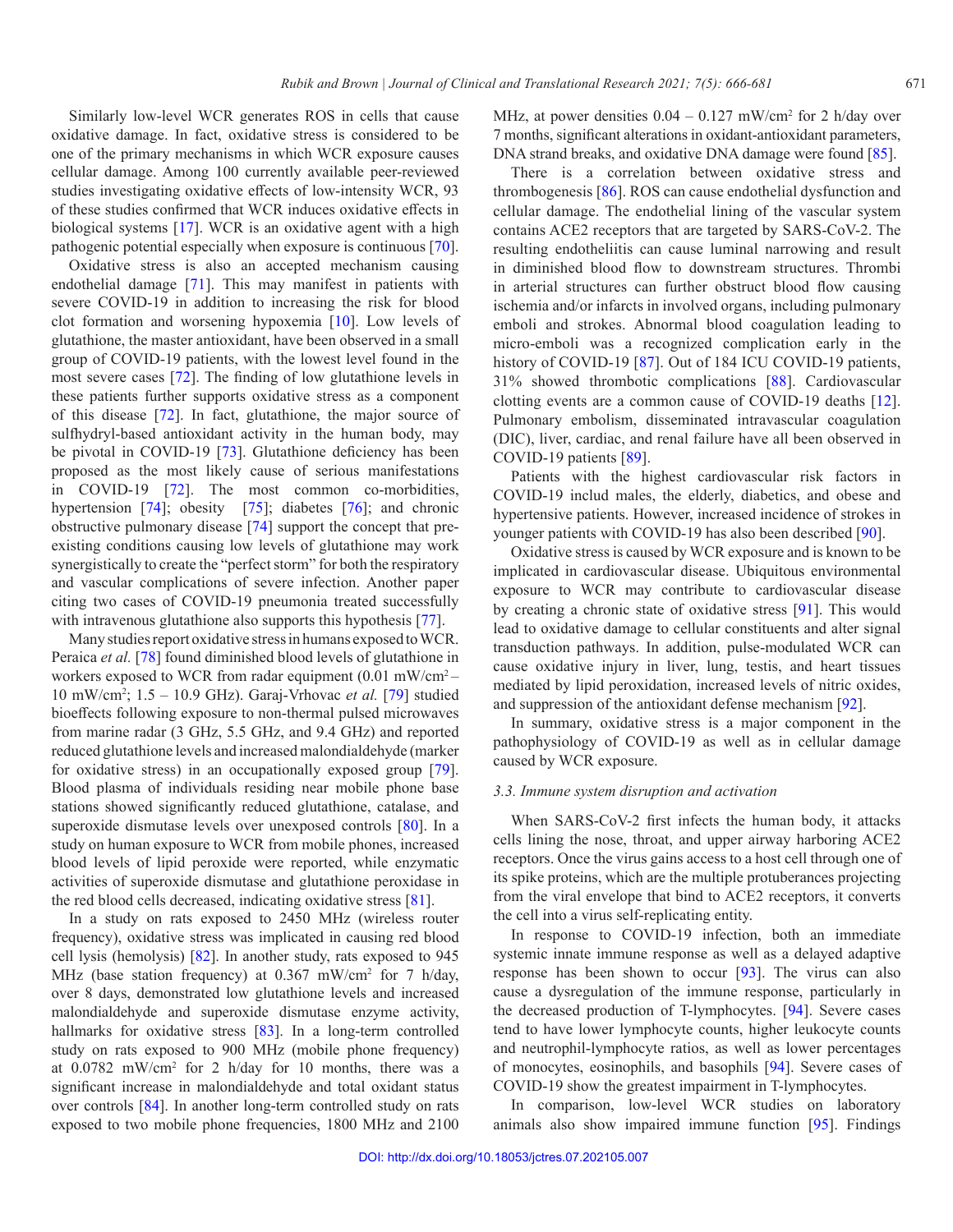Similarly low-level WCR generates ROS in cells that cause oxidative damage. In fact, oxidative stress is considered to be one of the primary mechanisms in which WCR exposure causes cellular damage. Among 100 currently available peer-reviewed studies investigating oxidative effects of low-intensity WCR, 93 of these studies confirmed that WCR induces oxidative effects in biological systems [17]. WCR is an oxidative agent with a high pathogenic potential especially when exposure is continuous [70].

Oxidative stress is also an accepted mechanism causing endothelial damage [71]. This may manifest in patients with severe COVID-19 in addition to increasing the risk for blood clot formation and worsening hypoxemia [10]. Low levels of glutathione, the master antioxidant, have been observed in a small group of COVID-19 patients, with the lowest level found in the most severe cases [72]. The finding of low glutathione levels in these patients further supports oxidative stress as a component of this disease [72]. In fact, glutathione, the major source of sulfhydryl-based antioxidant activity in the human body, may be pivotal in COVID-19 [73]. Glutathione deficiency has been proposed as the most likely cause of serious manifestations in COVID-19 [72]. The most common co-morbidities, hypertension [74]; obesity [75]; diabetes [76]; and chronic obstructive pulmonary disease [74] support the concept that pre-existing conditions causing low levels of glutathione may work synergistically to create the "perfect storm" for both the respiratory and vascular complications of severe infection. Another paper citing two cases of COVID-19 pneumonia treated successfully with intravenous glutathione also supports this hypothesis [77].

Many studies report oxidative stress in humans exposed to WCR. Peraica *et al.* [78] found diminished blood levels of glutathione in workers exposed to WCR from radar equipment (0.01 mW/cm$^2$ – 10 mW/cm$^2$; 1.5 – 10.9 GHz). Garaj-Vrhovac *et al.* [79] studied bioeffects following exposure to non-thermal pulsed microwaves from marine radar (3 GHz, 5.5 GHz, and 9.4 GHz) and reported reduced glutathione levels and increased malondialdehyde (marker for oxidative stress) in an occupationally exposed group [79]. Blood plasma of individuals residing near mobile phone base stations showed significantly reduced glutathione, catalase, and superoxide dismutase levels over unexposed controls [80]. In a study on human exposure to WCR from mobile phones, increased blood levels of lipid peroxide were reported, while enzymatic activities of superoxide dismutase and glutathione peroxidase in the red blood cells decreased, indicating oxidative stress [81].

In a study on rats exposed to 2450 MHz (wireless router frequency), oxidative stress was implicated in causing red blood cell lysis (hemolysis) [82]. In another study, rats exposed to 945 MHz (base station frequency) at 0.367 mW/cm$^2$ for 7 h/day, over 8 days, demonstrated low glutathione levels and increased malondialdehyde and superoxide dismutase enzyme activity, hallmarks for oxidative stress [83]. In a long-term controlled study on rats exposed to 900 MHz (mobile phone frequency) at 0.0782 mW/cm$^2$ for 2 h/day for 10 months, there was a significant increase in malondialdehyde and total oxidant status over controls [84]. In another long-term controlled study on rats exposed to two mobile phone frequencies, 1800 MHz and 2100 MHz, at power densities 0.04 – 0.127 mW/cm$^2$ for 2 h/day over 7 months, significant alterations in oxidant-antioxidant parameters, DNA strand breaks, and oxidative DNA damage were found [85].

There is a correlation between oxidative stress and thrombogenesis [86]. ROS can cause endothelial dysfunction and cellular damage. The endothelial lining of the vascular system contains ACE2 receptors that are targeted by SARS-CoV-2. The resulting endotheliitis can cause luminal narrowing and result in diminished blood flow to downstream structures. Thrombi in arterial structures can further obstruct blood flow causing ischemia and/or infarcts in involved organs, including pulmonary emboli and strokes. Abnormal blood coagulation leading to micro-emboli was a recognized complication early in the history of COVID-19 [87]. Out of 184 ICU COVID-19 patients, 31% showed thrombotic complications [88]. Cardiovascular clotting events are a common cause of COVID-19 deaths [12]. Pulmonary embolism, disseminated intravascular coagulation (DIC), liver, cardiac, and renal failure have all been observed in COVID-19 patients [89].

Patients with the highest cardiovascular risk factors in COVID-19 includ males, the elderly, diabetics, and obese and hypertensive patients. However, increased incidence of strokes in younger patients with COVID-19 has also been described [90].

Oxidative stress is caused by WCR exposure and is known to be implicated in cardiovascular disease. Ubiquitous environmental exposure to WCR may contribute to cardiovascular disease by creating a chronic state of oxidative stress [91]. This would lead to oxidative damage to cellular constituents and alter signal transduction pathways. In addition, pulse-modulated WCR can cause oxidative injury in liver, lung, testis, and heart tissues mediated by lipid peroxidation, increased levels of nitric oxides, and suppression of the antioxidant defense mechanism [92].

In summary, oxidative stress is a major component in the pathophysiology of COVID-19 as well as in cellular damage caused by WCR exposure.

### *3.3. Immune system disruption and activation*

When SARS-CoV-2 first infects the human body, it attacks cells lining the nose, throat, and upper airway harboring ACE2 receptors. Once the virus gains access to a host cell through one of its spike proteins, which are the multiple protuberances projecting from the viral envelope that bind to ACE2 receptors, it converts the cell into a virus self-replicating entity.

In response to COVID-19 infection, both an immediate systemic innate immune response as well as a delayed adaptive response has been shown to occur [93]. The virus can also cause a dysregulation of the immune response, particularly in the decreased production of T-lymphocytes. [94]. Severe cases tend to have lower lymphocyte counts, higher leukocyte counts and neutrophil-lymphocyte ratios, as well as lower percentages of monocytes, eosinophils, and basophils [94]. Severe cases of COVID-19 show the greatest impairment in T-lymphocytes.

In comparison, low-level WCR studies on laboratory animals also show impaired immune function [95]. Findings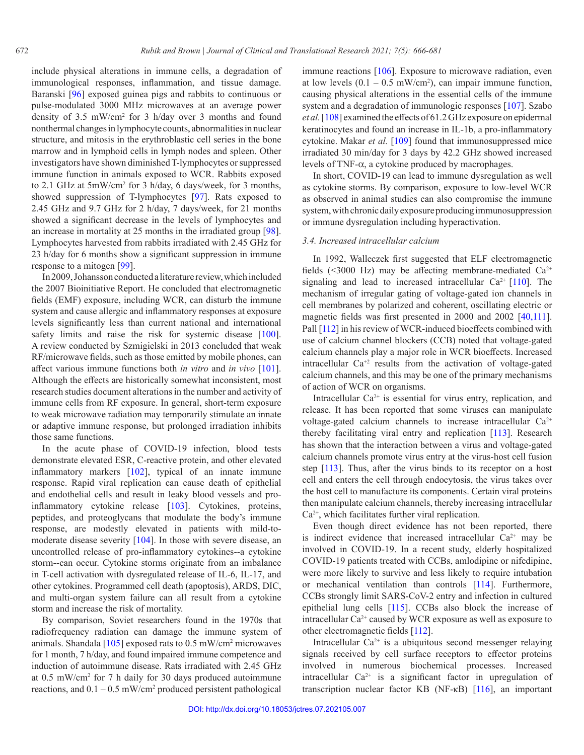include physical alterations in immune cells, a degradation of immunological responses, inflammation, and tissue damage. Baranski [96] exposed guinea pigs and rabbits to continuous or pulse-modulated 3000 MHz microwaves at an average power density of 3.5 mW/cm$^2$ for 3 h/day over 3 months and found nonthermal changes in lymphocyte counts, abnormalities in nuclear structure, and mitosis in the erythroblastic cell series in the bone marrow and in lymphoid cells in lymph nodes and spleen. Other investigators have shown diminished T-lymphocytes or suppressed immune function in animals exposed to WCR. Rabbits exposed to 2.1 GHz at 5mW/cm$^2$ for 3 h/day, 6 days/week, for 3 months, showed suppression of T-lymphocytes [97]. Rats exposed to 2.45 GHz and 9.7 GHz for 2 h/day, 7 days/week, for 21 months showed a significant decrease in the levels of lymphocytes and an increase in mortality at 25 months in the irradiated group [98]. Lymphocytes harvested from rabbits irradiated with 2.45 GHz for 23 h/day for 6 months show a significant suppression in immune response to a mitogen [99].

In 2009, Johansson conducted a literature review, which included the 2007 Bioinitiative Report. He concluded that electromagnetic fields (EMF) exposure, including WCR, can disturb the immune system and cause allergic and inflammatory responses at exposure levels significantly less than current national and international safety limits and raise the risk for systemic disease [100]. A review conducted by Szmigielski in 2013 concluded that weak RF/microwave fields, such as those emitted by mobile phones, can affect various immune functions both *in vitro* and *in vivo* [101]. Although the effects are historically somewhat inconsistent, most research studies document alterations in the number and activity of immune cells from RF exposure. In general, short-term exposure to weak microwave radiation may temporarily stimulate an innate or adaptive immune response, but prolonged irradiation inhibits those same functions.

In the acute phase of COVID-19 infection, blood tests demonstrate elevated ESR, C-reactive protein, and other elevated inflammatory markers [102], typical of an innate immune response. Rapid viral replication can cause death of epithelial and endothelial cells and result in leaky blood vessels and pro-inflammatory cytokine release [103]. Cytokines, proteins, peptides, and proteoglycans that modulate the body's immune response, are modestly elevated in patients with mild-to-moderate disease severity [104]. In those with severe disease, an uncontrolled release of pro-inflammatory cytokines--a cytokine storm--can occur. Cytokine storms originate from an imbalance in T-cell activation with dysregulated release of IL-6, IL-17, and other cytokines. Programmed cell death (apoptosis), ARDS, DIC, and multi-organ system failure can all result from a cytokine storm and increase the risk of mortality.

By comparison, Soviet researchers found in the 1970s that radiofrequency radiation can damage the immune system of animals. Shandala [105] exposed rats to 0.5 mW/cm$^2$ microwaves for 1 month, 7 h/day, and found impaired immune competence and induction of autoimmune disease. Rats irradiated with 2.45 GHz at 0.5 mW/cm$^2$ for 7 h daily for 30 days produced autoimmune reactions, and 0.1 – 0.5 mW/cm$^2$ produced persistent pathological immune reactions [106]. Exposure to microwave radiation, even at low levels (0.1 – 0.5 mW/cm$^2$), can impair immune function, causing physical alterations in the essential cells of the immune system and a degradation of immunologic responses [107]. Szabo *et al.* [108] examined the effects of 61.2 GHz exposure on epidermal keratinocytes and found an increase in IL-1b, a pro-inflammatory cytokine. Makar *et al.* [109] found that immunosuppressed mice irradiated 30 min/day for 3 days by 42.2 GHz showed increased levels of TNF-$\alpha$, a cytokine produced by macrophages.

In short, COVID-19 can lead to immune dysregulation as well as cytokine storms. By comparison, exposure to low-level WCR as observed in animal studies can also compromise the immune system, with chronic daily exposure producing immunosuppression or immune dysregulation including hyperactivation.

### *3.4. Increased intracellular calcium*

In 1992, Walleczek first suggested that ELF electromagnetic fields (<3000 Hz) may be affecting membrane-mediated $Ca^{2+}$ signaling and lead to increased intracellular $Ca^{2+}$ [110]. The mechanism of irregular gating of voltage-gated ion channels in cell membranes by polarized and coherent, oscillating electric or magnetic fields was first presented in 2000 and 2002 [40,111]. Pall [112] in his review of WCR-induced bioeffects combined with use of calcium channel blockers (CCB) noted that voltage-gated calcium channels play a major role in WCR bioeffects. Increased intracellular $Ca^{+2}$ results from the activation of voltage-gated calcium channels, and this may be one of the primary mechanisms of action of WCR on organisms.

Intracellular $Ca^{2+}$ is essential for virus entry, replication, and release. It has been reported that some viruses can manipulate voltage-gated calcium channels to increase intracellular $Ca^{2+}$ thereby facilitating viral entry and replication [113]. Research has shown that the interaction between a virus and voltage-gated calcium channels promote virus entry at the virus-host cell fusion step [113]. Thus, after the virus binds to its receptor on a host cell and enters the cell through endocytosis, the virus takes over the host cell to manufacture its components. Certain viral proteins then manipulate calcium channels, thereby increasing intracellular $Ca^{2+}$, which facilitates further viral replication.

Even though direct evidence has not been reported, there is indirect evidence that increased intracellular $Ca^{2+}$ may be involved in COVID-19. In a recent study, elderly hospitalized COVID-19 patients treated with CCBs, amlodipine or nifedipine, were more likely to survive and less likely to require intubation or mechanical ventilation than controls [114]. Furthermore, CCBs strongly limit SARS-CoV-2 entry and infection in cultured epithelial lung cells [115]. CCBs also block the increase of intracellular $Ca^{2+}$ caused by WCR exposure as well as exposure to other electromagnetic fields [112].

Intracellular $Ca^{2+}$ is a ubiquitous second messenger relaying signals received by cell surface receptors to effector proteins involved in numerous biochemical processes. Increased intracellular $Ca^{2+}$ is a significant factor in upregulation of transcription nuclear factor KB (NF-κB) [116], an important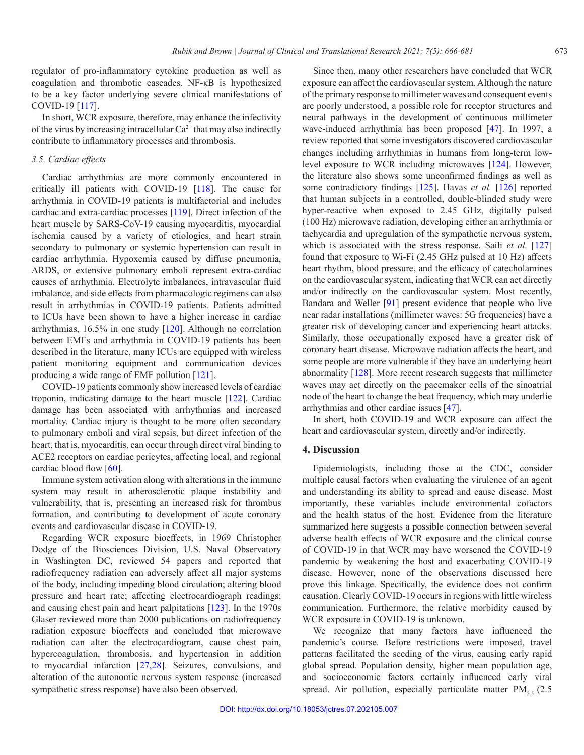regulator of pro-inflammatory cytokine production as well as coagulation and thrombotic cascades. NF-κB is hypothesized to be a key factor underlying severe clinical manifestations of COVID-19 [117].

In short, WCR exposure, therefore, may enhance the infectivity of the virus by increasing intracellular $Ca^{2+}$ that may also indirectly contribute to inflammatory processes and thrombosis.

### 3.5. Cardiac effects

Cardiac arrhythmias are more commonly encountered in critically ill patients with COVID-19 [118]. The cause for arrhythmia in COVID-19 patients is multifactorial and includes cardiac and extra-cardiac processes [119]. Direct infection of the heart muscle by SARS-CoV-19 causing myocarditis, myocardial ischemia caused by a variety of etiologies, and heart strain secondary to pulmonary or systemic hypertension can result in cardiac arrhythmia. Hypoxemia caused by diffuse pneumonia, ARDS, or extensive pulmonary emboli represent extra-cardiac causes of arrhythmia. Electrolyte imbalances, intravascular fluid imbalance, and side effects from pharmacologic regimens can also result in arrhythmias in COVID-19 patients. Patients admitted to ICUs have been shown to have a higher increase in cardiac arrhythmias, 16.5% in one study [120]. Although no correlation between EMFs and arrhythmia in COVID-19 patients has been described in the literature, many ICUs are equipped with wireless patient monitoring equipment and communication devices producing a wide range of EMF pollution [121].

COVID-19 patients commonly show increased levels of cardiac troponin, indicating damage to the heart muscle [122]. Cardiac damage has been associated with arrhythmias and increased mortality. Cardiac injury is thought to be more often secondary to pulmonary emboli and viral sepsis, but direct infection of the heart, that is, myocarditis, can occur through direct viral binding to ACE2 receptors on cardiac pericytes, affecting local, and regional cardiac blood flow [60].

Immune system activation along with alterations in the immune system may result in atherosclerotic plaque instability and vulnerability, that is, presenting an increased risk for thrombus formation, and contributing to development of acute coronary events and cardiovascular disease in COVID-19.

Regarding WCR exposure bioeffects, in 1969 Christopher Dodge of the Biosciences Division, U.S. Naval Observatory in Washington DC, reviewed 54 papers and reported that radiofrequency radiation can adversely affect all major systems of the body, including impeding blood circulation; altering blood pressure and heart rate; affecting electrocardiograph readings; and causing chest pain and heart palpitations [123]. In the 1970s Glaser reviewed more than 2000 publications on radiofrequency radiation exposure bioeffects and concluded that microwave radiation can alter the electrocardiogram, cause chest pain, hypercoagulation, thrombosis, and hypertension in addition to myocardial infarction [27,28]. Seizures, convulsions, and alteration of the autonomic nervous system response (increased sympathetic stress response) have also been observed.

Since then, many other researchers have concluded that WCR exposure can affect the cardiovascular system. Although the nature of the primary response to millimeter waves and consequent events are poorly understood, a possible role for receptor structures and neural pathways in the development of continuous millimeter wave-induced arrhythmia has been proposed [47]. In 1997, a review reported that some investigators discovered cardiovascular changes including arrhythmias in humans from long-term low-level exposure to WCR including microwaves [124]. However, the literature also shows some unconfirmed findings as well as some contradictory findings [125]. Havas *et al.* [126] reported that human subjects in a controlled, double-blinded study were hyper-reactive when exposed to 2.45 GHz, digitally pulsed (100 Hz) microwave radiation, developing either an arrhythmia or tachycardia and upregulation of the sympathetic nervous system, which is associated with the stress response. Saili *et al.* [127] found that exposure to Wi-Fi (2.45 GHz pulsed at 10 Hz) affects heart rhythm, blood pressure, and the efficacy of catecholamines on the cardiovascular system, indicating that WCR can act directly and/or indirectly on the cardiovascular system. Most recently, Bandara and Weller [91] present evidence that people who live near radar installations (millimeter waves: 5G frequencies) have a greater risk of developing cancer and experiencing heart attacks. Similarly, those occupationally exposed have a greater risk of coronary heart disease. Microwave radiation affects the heart, and some people are more vulnerable if they have an underlying heart abnormality [128]. More recent research suggests that millimeter waves may act directly on the pacemaker cells of the sinoatrial node of the heart to change the beat frequency, which may underlie arrhythmias and other cardiac issues [47].

In short, both COVID-19 and WCR exposure can affect the heart and cardiovascular system, directly and/or indirectly.

## 4. Discussion

Epidemiologists, including those at the CDC, consider multiple causal factors when evaluating the virulence of an agent and understanding its ability to spread and cause disease. Most importantly, these variables include environmental cofactors and the health status of the host. Evidence from the literature summarized here suggests a possible connection between several adverse health effects of WCR exposure and the clinical course of COVID-19 in that WCR may have worsened the COVID-19 pandemic by weakening the host and exacerbating COVID-19 disease. However, none of the observations discussed here prove this linkage. Specifically, the evidence does not confirm causation. Clearly COVID-19 occurs in regions with little wireless communication. Furthermore, the relative morbidity caused by WCR exposure in COVID-19 is unknown.

We recognize that many factors have influenced the pandemic's course. Before restrictions were imposed, travel patterns facilitated the seeding of the virus, causing early rapid global spread. Population density, higher mean population age, and socioeconomic factors certainly influenced early viral spread. Air pollution, especially particulate matter $PM_{2.5}$ (2.5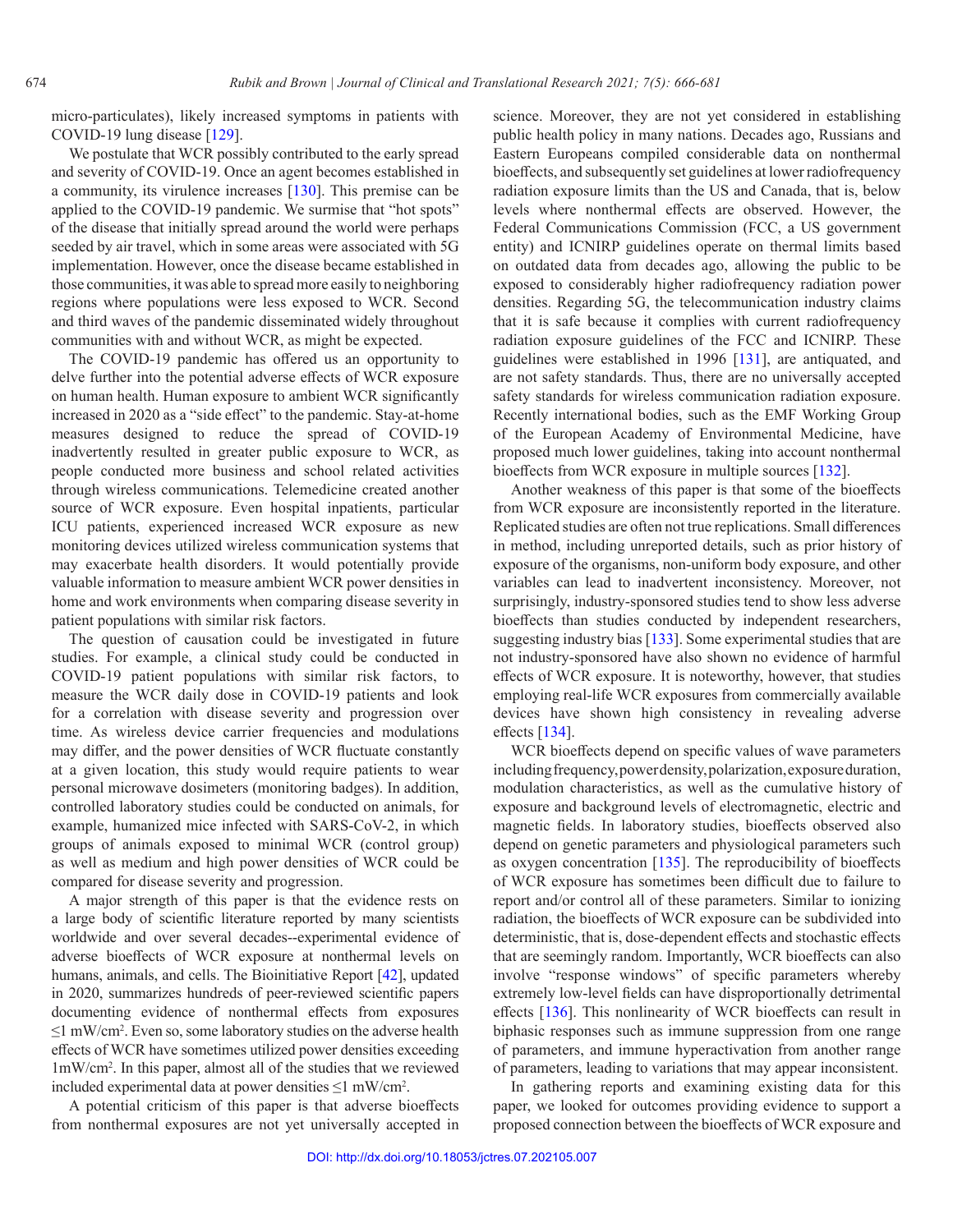micro-particulates), likely increased symptoms in patients with COVID-19 lung disease [129].

We postulate that WCR possibly contributed to the early spread and severity of COVID-19. Once an agent becomes established in a community, its virulence increases [130]. This premise can be applied to the COVID-19 pandemic. We surmise that "hot spots" of the disease that initially spread around the world were perhaps seeded by air travel, which in some areas were associated with 5G implementation. However, once the disease became established in those communities, it was able to spread more easily to neighboring regions where populations were less exposed to WCR. Second and third waves of the pandemic disseminated widely throughout communities with and without WCR, as might be expected.

The COVID-19 pandemic has offered us an opportunity to delve further into the potential adverse effects of WCR exposure on human health. Human exposure to ambient WCR significantly increased in 2020 as a "side effect" to the pandemic. Stay-at-home measures designed to reduce the spread of COVID-19 inadvertently resulted in greater public exposure to WCR, as people conducted more business and school related activities through wireless communications. Telemedicine created another source of WCR exposure. Even hospital inpatients, particular ICU patients, experienced increased WCR exposure as new monitoring devices utilized wireless communication systems that may exacerbate health disorders. It would potentially provide valuable information to measure ambient WCR power densities in home and work environments when comparing disease severity in patient populations with similar risk factors.

The question of causation could be investigated in future studies. For example, a clinical study could be conducted in COVID-19 patient populations with similar risk factors, to measure the WCR daily dose in COVID-19 patients and look for a correlation with disease severity and progression over time. As wireless device carrier frequencies and modulations may differ, and the power densities of WCR fluctuate constantly at a given location, this study would require patients to wear personal microwave dosimeters (monitoring badges). In addition, controlled laboratory studies could be conducted on animals, for example, humanized mice infected with SARS-CoV-2, in which groups of animals exposed to minimal WCR (control group) as well as medium and high power densities of WCR could be compared for disease severity and progression.

A major strength of this paper is that the evidence rests on a large body of scientific literature reported by many scientists worldwide and over several decades--experimental evidence of adverse bioeffects of WCR exposure at nonthermal levels on humans, animals, and cells. The Bioinitiative Report [42], updated in 2020, summarizes hundreds of peer-reviewed scientific papers documenting evidence of nonthermal effects from exposures $\leq 1$ mW/cm$^2$. Even so, some laboratory studies on the adverse health effects of WCR have sometimes utilized power densities exceeding 1mW/cm$^2$. In this paper, almost all of the studies that we reviewed included experimental data at power densities $\leq 1$ mW/cm$^2$.

A potential criticism of this paper is that adverse bioeffects from nonthermal exposures are not yet universally accepted in science. Moreover, they are not yet considered in establishing public health policy in many nations. Decades ago, Russians and Eastern Europeans compiled considerable data on nonthermal bioeffects, and subsequently set guidelines at lower radiofrequency radiation exposure limits than the US and Canada, that is, below levels where nonthermal effects are observed. However, the Federal Communications Commission (FCC, a US government entity) and ICNIRP guidelines operate on thermal limits based on outdated data from decades ago, allowing the public to be exposed to considerably higher radiofrequency radiation power densities. Regarding 5G, the telecommunication industry claims that it is safe because it complies with current radiofrequency radiation exposure guidelines of the FCC and ICNIRP. These guidelines were established in 1996 [131], are antiquated, and are not safety standards. Thus, there are no universally accepted safety standards for wireless communication radiation exposure. Recently international bodies, such as the EMF Working Group of the European Academy of Environmental Medicine, have proposed much lower guidelines, taking into account nonthermal bioeffects from WCR exposure in multiple sources [132].

Another weakness of this paper is that some of the bioeffects from WCR exposure are inconsistently reported in the literature. Replicated studies are often not true replications. Small differences in method, including unreported details, such as prior history of exposure of the organisms, non-uniform body exposure, and other variables can lead to inadvertent inconsistency. Moreover, not surprisingly, industry-sponsored studies tend to show less adverse bioeffects than studies conducted by independent researchers, suggesting industry bias [133]. Some experimental studies that are not industry-sponsored have also shown no evidence of harmful effects of WCR exposure. It is noteworthy, however, that studies employing real-life WCR exposures from commercially available devices have shown high consistency in revealing adverse effects [134].

WCR bioeffects depend on specific values of wave parameters including frequency, power density, polarization, exposure duration, modulation characteristics, as well as the cumulative history of exposure and background levels of electromagnetic, electric and magnetic fields. In laboratory studies, bioeffects observed also depend on genetic parameters and physiological parameters such as oxygen concentration [135]. The reproducibility of bioeffects of WCR exposure has sometimes been difficult due to failure to report and/or control all of these parameters. Similar to ionizing radiation, the bioeffects of WCR exposure can be subdivided into deterministic, that is, dose-dependent effects and stochastic effects that are seemingly random. Importantly, WCR bioeffects can also involve "response windows" of specific parameters whereby extremely low-level fields can have disproportionally detrimental effects [136]. This nonlinearity of WCR bioeffects can result in biphasic responses such as immune suppression from one range of parameters, and immune hyperactivation from another range of parameters, leading to variations that may appear inconsistent.

In gathering reports and examining existing data for this paper, we looked for outcomes providing evidence to support a proposed connection between the bioeffects of WCR exposure and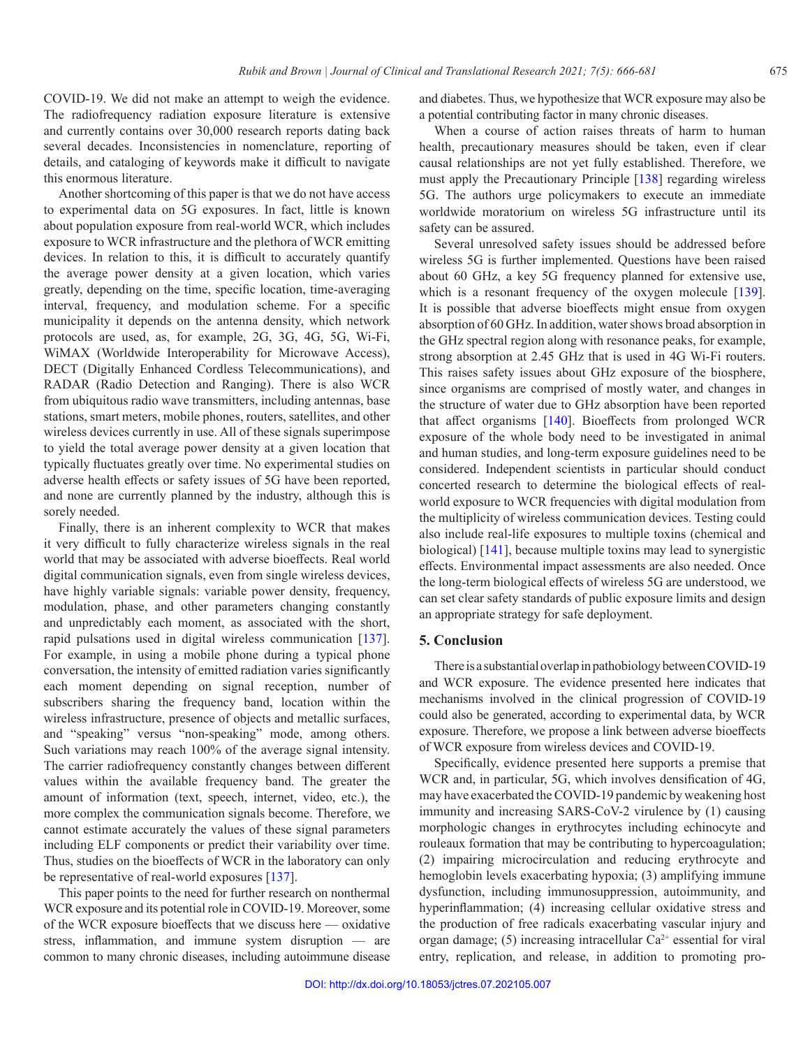COVID-19. We did not make an attempt to weigh the evidence. The radiofrequency radiation exposure literature is extensive and currently contains over 30,000 research reports dating back several decades. Inconsistencies in nomenclature, reporting of details, and cataloging of keywords make it difficult to navigate this enormous literature.

Another shortcoming of this paper is that we do not have access to experimental data on 5G exposures. In fact, little is known about population exposure from real-world WCR, which includes exposure to WCR infrastructure and the plethora of WCR emitting devices. In relation to this, it is difficult to accurately quantify the average power density at a given location, which varies greatly, depending on the time, specific location, time-averaging interval, frequency, and modulation scheme. For a specific municipality it depends on the antenna density, which network protocols are used, as, for example, 2G, 3G, 4G, 5G, Wi-Fi, WiMAX (Worldwide Interoperability for Microwave Access), DECT (Digitally Enhanced Cordless Telecommunications), and RADAR (Radio Detection and Ranging). There is also WCR from ubiquitous radio wave transmitters, including antennas, base stations, smart meters, mobile phones, routers, satellites, and other wireless devices currently in use. All of these signals superimpose to yield the total average power density at a given location that typically fluctuates greatly over time. No experimental studies on adverse health effects or safety issues of 5G have been reported, and none are currently planned by the industry, although this is sorely needed.

Finally, there is an inherent complexity to WCR that makes it very difficult to fully characterize wireless signals in the real world that may be associated with adverse bioeffects. Real world digital communication signals, even from single wireless devices, have highly variable signals: variable power density, frequency, modulation, phase, and other parameters changing constantly and unpredictably each moment, as associated with the short, rapid pulsations used in digital wireless communication [137]. For example, in using a mobile phone during a typical phone conversation, the intensity of emitted radiation varies significantly each moment depending on signal reception, number of subscribers sharing the frequency band, location within the wireless infrastructure, presence of objects and metallic surfaces, and "speaking" versus "non-speaking" mode, among others. Such variations may reach 100% of the average signal intensity. The carrier radiofrequency constantly changes between different values within the available frequency band. The greater the amount of information (text, speech, internet, video, etc.), the more complex the communication signals become. Therefore, we cannot estimate accurately the values of these signal parameters including ELF components or predict their variability over time. Thus, studies on the bioeffects of WCR in the laboratory can only be representative of real-world exposures [137].

This paper points to the need for further research on nonthermal WCR exposure and its potential role in COVID-19. Moreover, some of the WCR exposure bioeffects that we discuss here — oxidative stress, inflammation, and immune system disruption — are common to many chronic diseases, including autoimmune disease and diabetes. Thus, we hypothesize that WCR exposure may also be a potential contributing factor in many chronic diseases.

When a course of action raises threats of harm to human health, precautionary measures should be taken, even if clear causal relationships are not yet fully established. Therefore, we must apply the Precautionary Principle [138] regarding wireless 5G. The authors urge policymakers to execute an immediate worldwide moratorium on wireless 5G infrastructure until its safety can be assured.

Several unresolved safety issues should be addressed before wireless 5G is further implemented. Questions have been raised about 60 GHz, a key 5G frequency planned for extensive use, which is a resonant frequency of the oxygen molecule [139]. It is possible that adverse bioeffects might ensue from oxygen absorption of 60 GHz. In addition, water shows broad absorption in the GHz spectral region along with resonance peaks, for example, strong absorption at 2.45 GHz that is used in 4G Wi-Fi routers. This raises safety issues about GHz exposure of the biosphere, since organisms are comprised of mostly water, and changes in the structure of water due to GHz absorption have been reported that affect organisms [140]. Bioeffects from prolonged WCR exposure of the whole body need to be investigated in animal and human studies, and long-term exposure guidelines need to be considered. Independent scientists in particular should conduct concerted research to determine the biological effects of real-world exposure to WCR frequencies with digital modulation from the multiplicity of wireless communication devices. Testing could also include real-life exposures to multiple toxins (chemical and biological) [141], because multiple toxins may lead to synergistic effects. Environmental impact assessments are also needed. Once the long-term biological effects of wireless 5G are understood, we can set clear safety standards of public exposure limits and design an appropriate strategy for safe deployment.

## 5. Conclusion

There is a substantial overlap in pathobiology between COVID-19 and WCR exposure. The evidence presented here indicates that mechanisms involved in the clinical progression of COVID-19 could also be generated, according to experimental data, by WCR exposure. Therefore, we propose a link between adverse bioeffects of WCR exposure from wireless devices and COVID-19.

Specifically, evidence presented here supports a premise that WCR and, in particular, 5G, which involves densification of 4G, may have exacerbated the COVID-19 pandemic by weakening host immunity and increasing SARS-CoV-2 virulence by (1) causing morphologic changes in erythrocytes including echinocyte and rouleaux formation that may be contributing to hypercoagulation; (2) impairing microcirculation and reducing erythrocyte and hemoglobin levels exacerbating hypoxia; (3) amplifying immune dysfunction, including immunosuppression, autoimmunity, and hyperinflammation; (4) increasing cellular oxidative stress and the production of free radicals exacerbating vascular injury and organ damage; (5) increasing intracellular $Ca^{2+}$ essential for viral entry, replication, and release, in addition to promoting pro-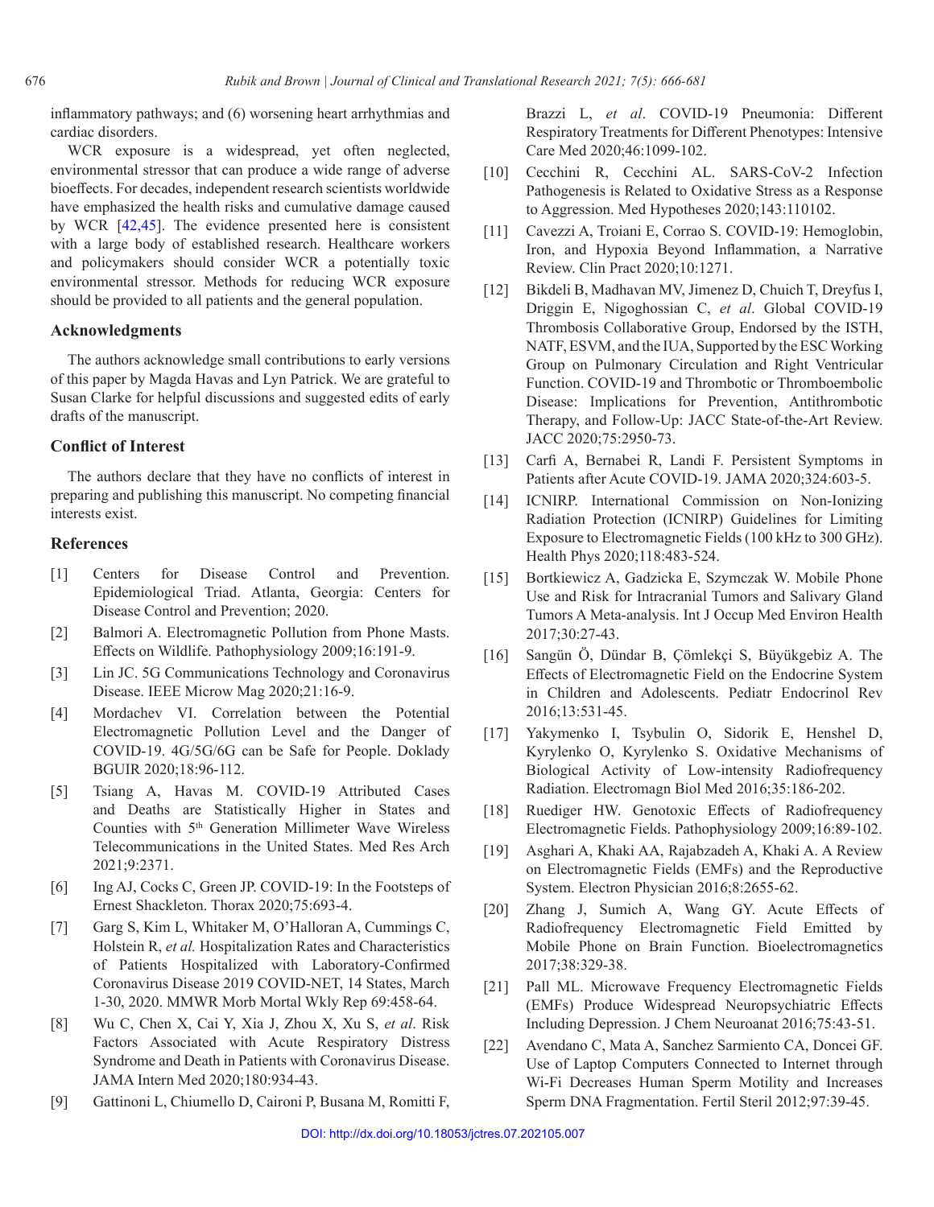inflammatory pathways; and (6) worsening heart arrhythmias and cardiac disorders.

WCR exposure is a widespread, yet often neglected, environmental stressor that can produce a wide range of adverse bioeffects. For decades, independent research scientists worldwide have emphasized the health risks and cumulative damage caused by WCR [42,45]. The evidence presented here is consistent with a large body of established research. Healthcare workers and policymakers should consider WCR a potentially toxic environmental stressor. Methods for reducing WCR exposure should be provided to all patients and the general population.

### Acknowledgments

The authors acknowledge small contributions to early versions of this paper by Magda Havas and Lyn Patrick. We are grateful to Susan Clarke for helpful discussions and suggested edits of early drafts of the manuscript.

### Conflict of Interest

The authors declare that they have no conflicts of interest in preparing and publishing this manuscript. No competing financial interests exist.

### References

[1] Centers for Disease Control and Prevention. Epidemiological Triad. Atlanta, Georgia: Centers for Disease Control and Prevention; 2020.

[2] Balmori A. Electromagnetic Pollution from Phone Masts. Effects on Wildlife. Pathophysiology 2009;16:191-9.

[3] Lin JC. 5G Communications Technology and Coronavirus Disease. IEEE Microw Mag 2020;21:16-9.

[4] Mordachev VI. Correlation between the Potential Electromagnetic Pollution Level and the Danger of COVID-19. 4G/5G/6G can be Safe for People. Doklady BGUIR 2020;18:96-112.

[5] Tsiang A, Havas M. COVID-19 Attributed Cases and Deaths are Statistically Higher in States and Counties with 5th Generation Millimeter Wave Wireless Telecommunications in the United States. Med Res Arch 2021;9:2371.

[6] Ing AJ, Cocks C, Green JP. COVID-19: In the Footsteps of Ernest Shackleton. Thorax 2020;75:693-4.

[7] Garg S, Kim L, Whitaker M, O'Halloran A, Cummings C, Holstein R, *et al.* Hospitalization Rates and Characteristics of Patients Hospitalized with Laboratory-Confirmed Coronavirus Disease 2019 COVID-NET, 14 States, March 1-30, 2020. MMWR Morb Mortal Wkly Rep 69:458-64.

[8] Wu C, Chen X, Cai Y, Xia J, Zhou X, Xu S, *et al*. Risk Factors Associated with Acute Respiratory Distress Syndrome and Death in Patients with Coronavirus Disease. JAMA Intern Med 2020;180:934-43.

[9] Gattinoni L, Chiumello D, Caironi P, Busana M, Romitti F, Brazzi L, *et al*. COVID-19 Pneumonia: Different Respiratory Treatments for Different Phenotypes: Intensive Care Med 2020;46:1099-102.

[10] Cecchini R, Cecchini AL. SARS-CoV-2 Infection Pathogenesis is Related to Oxidative Stress as a Response to Aggression. Med Hypotheses 2020;143:110102.

[11] Cavezzi A, Troiani E, Corrao S. COVID-19: Hemoglobin, Iron, and Hypoxia Beyond Inflammation, a Narrative Review. Clin Pract 2020;10:1271.

[12] Bikdeli B, Madhavan MV, Jimenez D, Chuich T, Dreyfus I, Driggin E, Nigoghossian C, *et al*. Global COVID-19 Thrombosis Collaborative Group, Endorsed by the ISTH, NATF, ESVM, and the IUA, Supported by the ESC Working Group on Pulmonary Circulation and Right Ventricular Function. COVID-19 and Thrombotic or Thromboembolic Disease: Implications for Prevention, Antithrombotic Therapy, and Follow-Up: JACC State-of-the-Art Review. JACC 2020;75:2950-73.

[13] Carfì A, Bernabei R, Landi F. Persistent Symptoms in Patients after Acute COVID-19. JAMA 2020;324:603-5.

[14] ICNIRP. International Commission on Non-Ionizing Radiation Protection (ICNIRP) Guidelines for Limiting Exposure to Electromagnetic Fields (100 kHz to 300 GHz). Health Phys 2020;118:483-524.

[15] Bortkiewicz A, Gadzicka E, Szymczak W. Mobile Phone Use and Risk for Intracranial Tumors and Salivary Gland Tumors A Meta-analysis. Int J Occup Med Environ Health 2017;30:27-43.

[16] Sangün Ö, Dündar B, Çömlekçi S, Büyükgebiz A. The Effects of Electromagnetic Field on the Endocrine System in Children and Adolescents. Pediatr Endocrinol Rev 2016;13:531-45.

[17] Yakymenko I, Tsybulin O, Sidorik E, Henshel D, Kyrylenko O, Kyrylenko S. Oxidative Mechanisms of Biological Activity of Low-intensity Radiofrequency Radiation. Electromagn Biol Med 2016;35:186-202.

[18] Ruediger HW. Genotoxic Effects of Radiofrequency Electromagnetic Fields. Pathophysiology 2009;16:89-102.

[19] Asghari A, Khaki AA, Rajabzadeh A, Khaki A. A Review on Electromagnetic Fields (EMFs) and the Reproductive System. Electron Physician 2016;8:2655-62.

[20] Zhang J, Sumich A, Wang GY. Acute Effects of Radiofrequency Electromagnetic Field Emitted by Mobile Phone on Brain Function. Bioelectromagnetics 2017;38:329-38.

[21] Pall ML. Microwave Frequency Electromagnetic Fields (EMFs) Produce Widespread Neuropsychiatric Effects Including Depression. J Chem Neuroanat 2016;75:43-51.

[22] Avendano C, Mata A, Sanchez Sarmiento CA, Doncei GF. Use of Laptop Computers Connected to Internet through Wi-Fi Decreases Human Sperm Motility and Increases Sperm DNA Fragmentation. Fertil Steril 2012;97:39-45.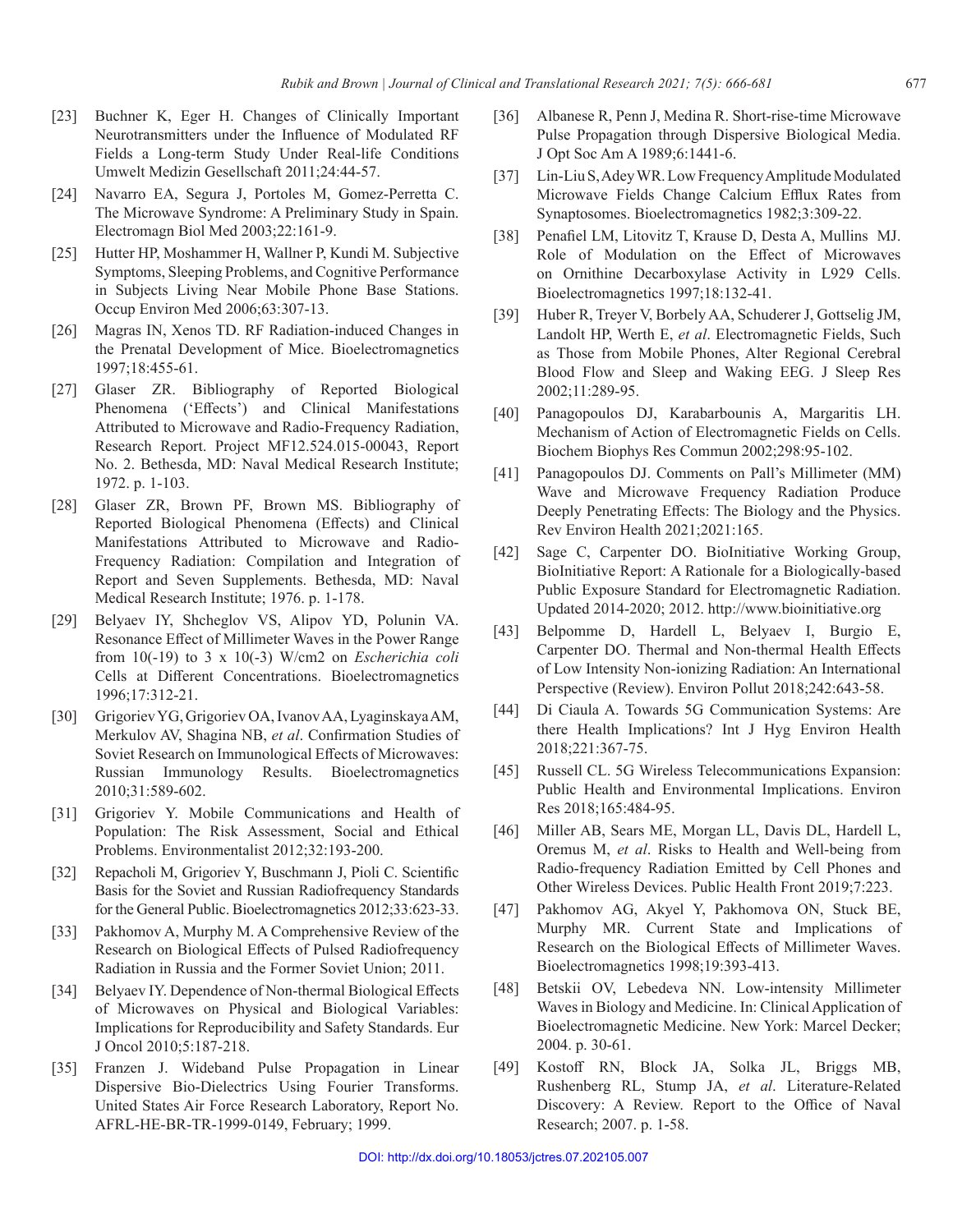[23] Buchner K, Eger H. Changes of Clinically Important Neurotransmitters under the Influence of Modulated RF Fields a Long-term Study Under Real-life Conditions Umwelt Medizin Gesellschaft 2011;24:44-57.

[24] Navarro EA, Segura J, Portoles M, Gomez-Perretta C. The Microwave Syndrome: A Preliminary Study in Spain. Electromagn Biol Med 2003;22:161-9.

[25] Hutter HP, Moshammer H, Wallner P, Kundi M. Subjective Symptoms, Sleeping Problems, and Cognitive Performance in Subjects Living Near Mobile Phone Base Stations. Occup Environ Med 2006;63:307-13.

[26] Magras IN, Xenos TD. RF Radiation-induced Changes in the Prenatal Development of Mice. Bioelectromagnetics 1997;18:455-61.

[27] Glaser ZR. Bibliography of Reported Biological Phenomena ('Effects') and Clinical Manifestations Attributed to Microwave and Radio-Frequency Radiation, Research Report. Project MF12.524.015-00043, Report No. 2. Bethesda, MD: Naval Medical Research Institute; 1972. p. 1-103.

[28] Glaser ZR, Brown PF, Brown MS. Bibliography of Reported Biological Phenomena (Effects) and Clinical Manifestations Attributed to Microwave and Radio-Frequency Radiation: Compilation and Integration of Report and Seven Supplements. Bethesda, MD: Naval Medical Research Institute; 1976. p. 1-178.

[29] Belyaev IY, Shcheglov VS, Alipov YD, Polunin VA. Resonance Effect of Millimeter Waves in the Power Range from 10(-19) to 3 x 10(-3) W/cm2 on *Escherichia coli* Cells at Different Concentrations. Bioelectromagnetics 1996;17:312-21.

[30] Grigoriev YG, Grigoriev OA, Ivanov AA, Lyaginskaya AM, Merkulov AV, Shagina NB, *et al*. Confirmation Studies of Soviet Research on Immunological Effects of Microwaves: Russian Immunology Results. Bioelectromagnetics 2010;31:589-602.

[31] Grigoriev Y. Mobile Communications and Health of Population: The Risk Assessment, Social and Ethical Problems. Environmentalist 2012;32:193-200.

[32] Repacholi M, Grigoriev Y, Buschmann J, Pioli C. Scientific Basis for the Soviet and Russian Radiofrequency Standards for the General Public. Bioelectromagnetics 2012;33:623-33.

[33] Pakhomov A, Murphy M. A Comprehensive Review of the Research on Biological Effects of Pulsed Radiofrequency Radiation in Russia and the Former Soviet Union; 2011.

[34] Belyaev IY. Dependence of Non-thermal Biological Effects of Microwaves on Physical and Biological Variables: Implications for Reproducibility and Safety Standards. Eur J Oncol 2010;5:187-218.

[35] Franzen J. Wideband Pulse Propagation in Linear Dispersive Bio-Dielectrics Using Fourier Transforms. United States Air Force Research Laboratory, Report No. AFRL-HE-BR-TR-1999-0149, February; 1999.

[36] Albanese R, Penn J, Medina R. Short-rise-time Microwave Pulse Propagation through Dispersive Biological Media. J Opt Soc Am A 1989;6:1441-6.

[37] Lin-Liu S, Adey WR. Low Frequency Amplitude Modulated Microwave Fields Change Calcium Efflux Rates from Synaptosomes. Bioelectromagnetics 1982;3:309-22.

[38] Penafiel LM, Litovitz T, Krause D, Desta A, Mullins MJ. Role of Modulation on the Effect of Microwaves on Ornithine Decarboxylase Activity in L929 Cells. Bioelectromagnetics 1997;18:132-41.

[39] Huber R, Treyer V, Borbely AA, Schuderer J, Gottselig JM, Landolt HP, Werth E, *et al*. Electromagnetic Fields, Such as Those from Mobile Phones, Alter Regional Cerebral Blood Flow and Sleep and Waking EEG. J Sleep Res 2002;11:289-95.

[40] Panagopoulos DJ, Karabarbounis A, Margaritis LH. Mechanism of Action of Electromagnetic Fields on Cells. Biochem Biophys Res Commun 2002;298:95-102.

[41] Panagopoulos DJ. Comments on Pall's Millimeter (MM) Wave and Microwave Frequency Radiation Produce Deeply Penetrating Effects: The Biology and the Physics. Rev Environ Health 2021;2021:165.

[42] Sage C, Carpenter DO. BioInitiative Working Group, BioInitiative Report: A Rationale for a Biologically-based Public Exposure Standard for Electromagnetic Radiation. Updated 2014-2020; 2012. http://www.bioinitiative.org

[43] Belpomme D, Hardell L, Belyaev I, Burgio E, Carpenter DO. Thermal and Non-thermal Health Effects of Low Intensity Non-ionizing Radiation: An International Perspective (Review). Environ Pollut 2018;242:643-58.

[44] Di Ciaula A. Towards 5G Communication Systems: Are there Health Implications? Int J Hyg Environ Health 2018;221:367-75.

[45] Russell CL. 5G Wireless Telecommunications Expansion: Public Health and Environmental Implications. Environ Res 2018;165:484-95.

[46] Miller AB, Sears ME, Morgan LL, Davis DL, Hardell L, Oremus M, *et al*. Risks to Health and Well-being from Radio-frequency Radiation Emitted by Cell Phones and Other Wireless Devices. Public Health Front 2019;7:223.

[47] Pakhomov AG, Akyel Y, Pakhomova ON, Stuck BE, Murphy MR. Current State and Implications of Research on the Biological Effects of Millimeter Waves. Bioelectromagnetics 1998;19:393-413.

[48] Betskii OV, Lebedeva NN. Low-intensity Millimeter Waves in Biology and Medicine. In: Clinical Application of Bioelectromagnetic Medicine. New York: Marcel Decker; 2004. p. 30-61.

[49] Kostoff RN, Block JA, Solka JL, Briggs MB, Rushenberg RL, Stump JA, *et al*. Literature-Related Discovery: A Review. Report to the Office of Naval Research; 2007. p. 1-58.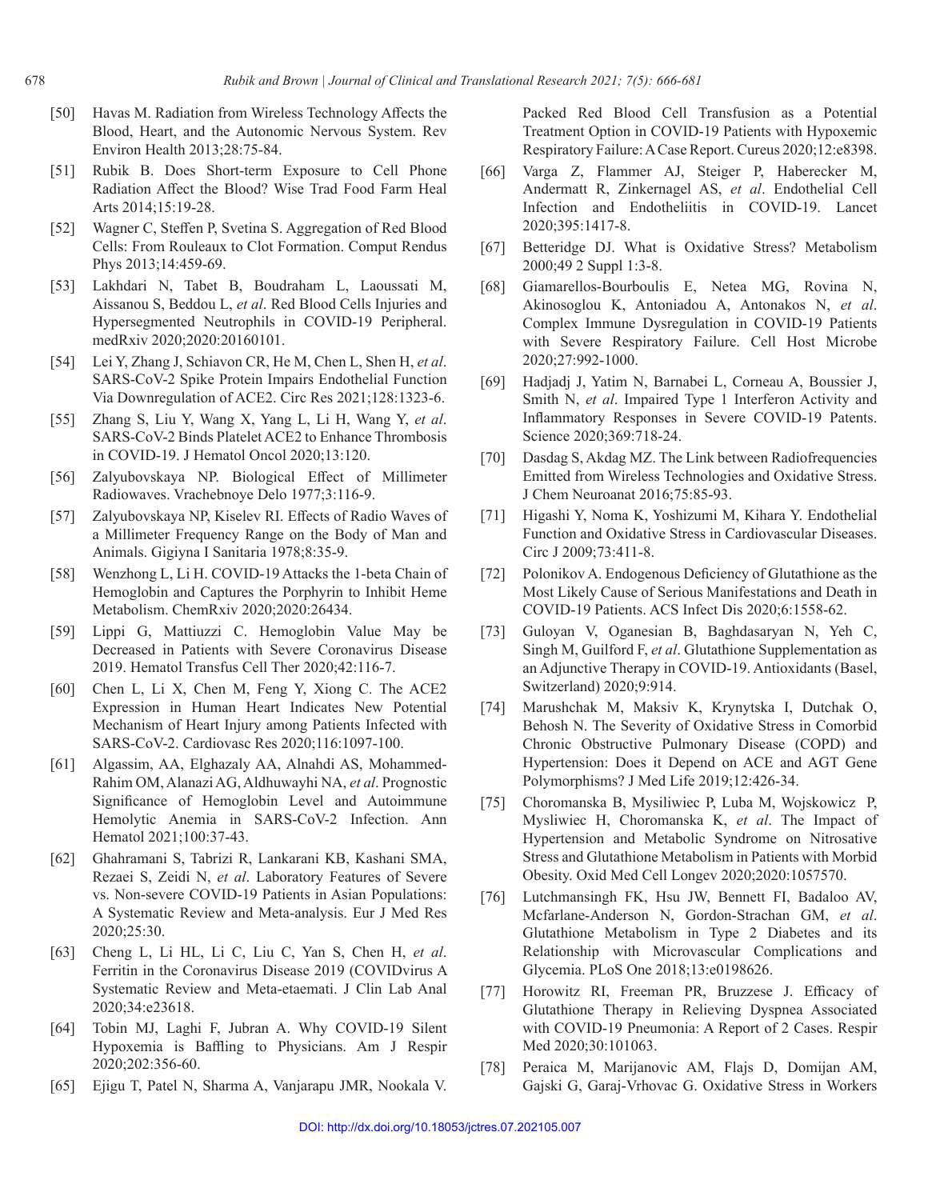[50] Havas M. Radiation from Wireless Technology Affects the Blood, Heart, and the Autonomic Nervous System. Rev Environ Health 2013;28:75-84.

[51] Rubik B. Does Short-term Exposure to Cell Phone Radiation Affect the Blood? Wise Trad Food Farm Heal Arts 2014;15:19-28.

[52] Wagner C, Steffen P, Svetina S. Aggregation of Red Blood Cells: From Rouleaux to Clot Formation. Comput Rendus Phys 2013;14:459-69.

[53] Lakhdari N, Tabet B, Boudraham L, Laoussati M, Aissanou S, Beddou L, *et al*. Red Blood Cells Injuries and Hypersegmented Neutrophils in COVID-19 Peripheral. medRxiv 2020;2020:20160101.

[54] Lei Y, Zhang J, Schiavon CR, He M, Chen L, Shen H, *et al*. SARS-CoV-2 Spike Protein Impairs Endothelial Function Via Downregulation of ACE2. Circ Res 2021;128:1323-6.

[55] Zhang S, Liu Y, Wang X, Yang L, Li H, Wang Y, *et al*. SARS-CoV-2 Binds Platelet ACE2 to Enhance Thrombosis in COVID-19. J Hematol Oncol 2020;13:120.

[56] Zalyubovskaya NP. Biological Effect of Millimeter Radiowaves. Vrachebnoye Delo 1977;3:116-9.

[57] Zalyubovskaya NP, Kiselev RI. Effects of Radio Waves of a Millimeter Frequency Range on the Body of Man and Animals. Gigiyna I Sanitaria 1978;8:35-9.

[58] Wenzhong L, Li H. COVID-19 Attacks the 1-beta Chain of Hemoglobin and Captures the Porphyrin to Inhibit Heme Metabolism. ChemRxiv 2020;2020:26434.

[59] Lippi G, Mattiuzzi C. Hemoglobin Value May be Decreased in Patients with Severe Coronavirus Disease 2019. Hematol Transfus Cell Ther 2020;42:116-7.

[60] Chen L, Li X, Chen M, Feng Y, Xiong C. The ACE2 Expression in Human Heart Indicates New Potential Mechanism of Heart Injury among Patients Infected with SARS-CoV-2. Cardiovasc Res 2020;116:1097-100.

[61] Algassim, AA, Elghazaly AA, Alnahdi AS, Mohammed-Rahim OM, Alanazi AG, Aldhuwayhi NA, *et al*. Prognostic Significance of Hemoglobin Level and Autoimmune Hemolytic Anemia in SARS-CoV-2 Infection. Ann Hematol 2021;100:37-43.

[62] Ghahramani S, Tabrizi R, Lankarani KB, Kashani SMA, Rezaei S, Zeidi N, *et al*. Laboratory Features of Severe vs. Non-severe COVID-19 Patients in Asian Populations: A Systematic Review and Meta-analysis. Eur J Med Res 2020;25:30.

[63] Cheng L, Li HL, Li C, Liu C, Yan S, Chen H, *et al*. Ferritin in the Coronavirus Disease 2019 (COVIDvirus A Systematic Review and Meta-etaemati. J Clin Lab Anal 2020;34:e23618.

[64] Tobin MJ, Laghi F, Jubran A. Why COVID-19 Silent Hypoxemia is Baffling to Physicians. Am J Respir 2020;202:356-60.

[65] Ejigu T, Patel N, Sharma A, Vanjarapu JMR, Nookala V. Packed Red Blood Cell Transfusion as a Potential Treatment Option in COVID-19 Patients with Hypoxemic Respiratory Failure: A Case Report. Cureus 2020;12:e8398.

[66] Varga Z, Flammer AJ, Steiger P, Haberecker M, Andermatt R, Zinkernagel AS, *et al*. Endothelial Cell Infection and Endotheliitis in COVID-19. Lancet 2020;395:1417-8.

[67] Betteridge DJ. What is Oxidative Stress? Metabolism 2000;49 2 Suppl 1:3-8.

[68] Giamarellos-Bourboulis E, Netea MG, Rovina N, Akinosoglou K, Antoniadou A, Antonakos N, *et al*. Complex Immune Dysregulation in COVID-19 Patients with Severe Respiratory Failure. Cell Host Microbe 2020;27:992-1000.

[69] Hadjadj J, Yatim N, Barnabei L, Corneau A, Boussier J, Smith N, *et al*. Impaired Type 1 Interferon Activity and Inflammatory Responses in Severe COVID-19 Patents. Science 2020;369:718-24.

[70] Dasdag S, Akdag MZ. The Link between Radiofrequencies Emitted from Wireless Technologies and Oxidative Stress. J Chem Neuroanat 2016;75:85-93.

[71] Higashi Y, Noma K, Yoshizumi M, Kihara Y. Endothelial Function and Oxidative Stress in Cardiovascular Diseases. Circ J 2009;73:411-8.

[72] Polonikov A. Endogenous Deficiency of Glutathione as the Most Likely Cause of Serious Manifestations and Death in COVID-19 Patients. ACS Infect Dis 2020;6:1558-62.

[73] Guloyan V, Oganesian B, Baghdasaryan N, Yeh C, Singh M, Guilford F, *et al*. Glutathione Supplementation as an Adjunctive Therapy in COVID-19. Antioxidants (Basel, Switzerland) 2020;9:914.

[74] Marushchak M, Maksiv K, Krynytska I, Dutchak O, Behosh N. The Severity of Oxidative Stress in Comorbid Chronic Obstructive Pulmonary Disease (COPD) and Hypertension: Does it Depend on ACE and AGT Gene Polymorphisms? J Med Life 2019;12:426-34.

[75] Choromanska B, Mysiliwiec P, Luba M, Wojskowicz P, Mysliwiec H, Choromanska K, *et al*. The Impact of Hypertension and Metabolic Syndrome on Nitrosative Stress and Glutathione Metabolism in Patients with Morbid Obesity. Oxid Med Cell Longev 2020;2020:1057570.

[76] Lutchmansingh FK, Hsu JW, Bennett FI, Badaloo AV, Mcfarlane-Anderson N, Gordon-Strachan GM, *et al*. Glutathione Metabolism in Type 2 Diabetes and its Relationship with Microvascular Complications and Glycemia. PLoS One 2018;13:e0198626.

[77] Horowitz RI, Freeman PR, Bruzzese J. Efficacy of Glutathione Therapy in Relieving Dyspnea Associated with COVID-19 Pneumonia: A Report of 2 Cases. Respir Med 2020;30:101063.

[78] Peraica M, Marijanovic AM, Flajs D, Domijan AM, Gajski G, Garaj-Vrhovac G. Oxidative Stress in Workers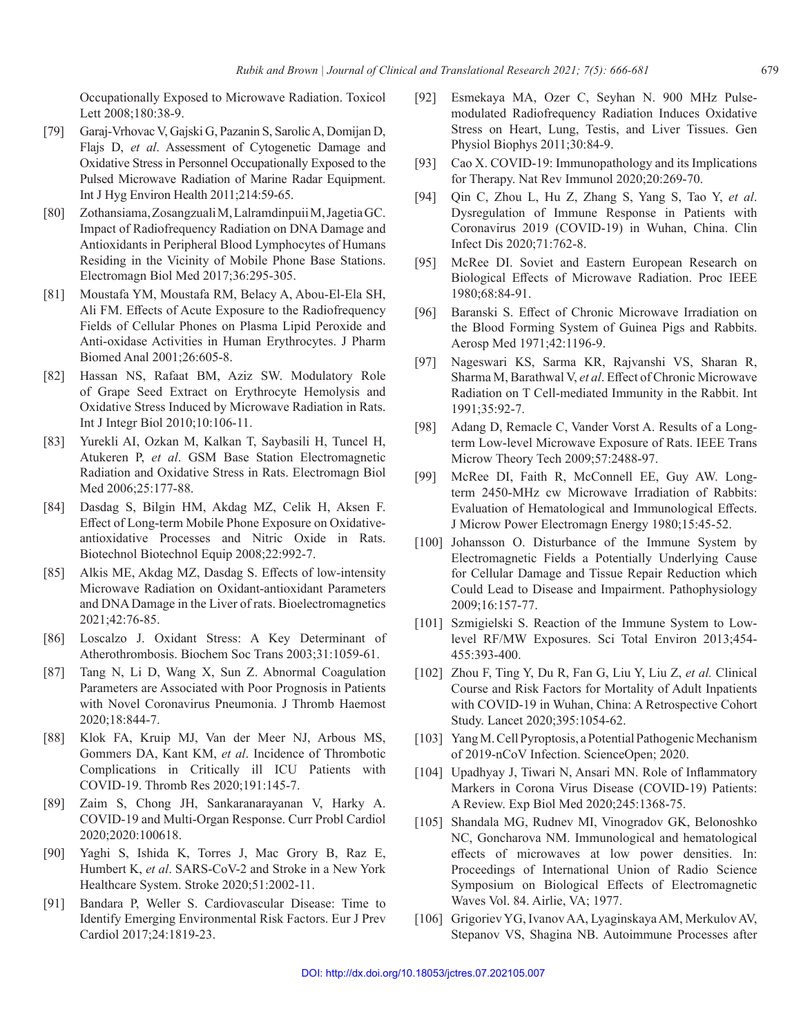Occupationally Exposed to Microwave Radiation. Toxicol Lett 2008;180:38-9.

[79] Garaj-Vrhovac V, Gajski G, Pazanin S, Sarolic A, Domijan D, Flajs D, *et al*. Assessment of Cytogenetic Damage and Oxidative Stress in Personnel Occupationally Exposed to the Pulsed Microwave Radiation of Marine Radar Equipment. Int J Hyg Environ Health 2011;214:59-65.

[80] Zothansiama, Zosangzuali M, Lalramdinpuii M, Jagetia GC. Impact of Radiofrequency Radiation on DNA Damage and Antioxidants in Peripheral Blood Lymphocytes of Humans Residing in the Vicinity of Mobile Phone Base Stations. Electromagn Biol Med 2017;36:295-305.

[81] Moustafa YM, Moustafa RM, Belacy A, Abou-El-Ela SH, Ali FM. Effects of Acute Exposure to the Radiofrequency Fields of Cellular Phones on Plasma Lipid Peroxide and Anti-oxidase Activities in Human Erythrocytes. J Pharm Biomed Anal 2001;26:605-8.

[82] Hassan NS, Rafaat BM, Aziz SW. Modulatory Role of Grape Seed Extract on Erythrocyte Hemolysis and Oxidative Stress Induced by Microwave Radiation in Rats. Int J Integr Biol 2010;10:106-11.

[83] Yurekli AI, Ozkan M, Kalkan T, Saybasili H, Tuncel H, Atukeren P, *et al*. GSM Base Station Electromagnetic Radiation and Oxidative Stress in Rats. Electromagn Biol Med 2006;25:177-88.

[84] Dasdag S, Bilgin HM, Akdag MZ, Celik H, Aksen F. Effect of Long-term Mobile Phone Exposure on Oxidative-antioxidative Processes and Nitric Oxide in Rats. Biotechnol Biotechnol Equip 2008;22:992-7.

[85] Alkis ME, Akdag MZ, Dasdag S. Effects of low-intensity Microwave Radiation on Oxidant-antioxidant Parameters and DNA Damage in the Liver of rats. Bioelectromagnetics 2021;42:76-85.

[86] Loscalzo J. Oxidant Stress: A Key Determinant of Atherothrombosis. Biochem Soc Trans 2003;31:1059-61.

[87] Tang N, Li D, Wang X, Sun Z. Abnormal Coagulation Parameters are Associated with Poor Prognosis in Patients with Novel Coronavirus Pneumonia. J Thromb Haemost 2020;18:844-7.

[88] Klok FA, Kruip MJ, Van der Meer NJ, Arbous MS, Gommers DA, Kant KM, *et al*. Incidence of Thrombotic Complications in Critically ill ICU Patients with COVID-19. Thromb Res 2020;191:145-7.

[89] Zaim S, Chong JH, Sankaranarayanan V, Harky A. COVID-19 and Multi-Organ Response. Curr Probl Cardiol 2020;2020:100618.

[90] Yaghi S, Ishida K, Torres J, Mac Grory B, Raz E, Humbert K, *et al*. SARS-CoV-2 and Stroke in a New York Healthcare System. Stroke 2020;51:2002-11.

[91] Bandara P, Weller S. Cardiovascular Disease: Time to Identify Emerging Environmental Risk Factors. Eur J Prev Cardiol 2017;24:1819-23.

[92] Esmekaya MA, Ozer C, Seyhan N. 900 MHz Pulse-modulated Radiofrequency Radiation Induces Oxidative Stress on Heart, Lung, Testis, and Liver Tissues. Gen Physiol Biophys 2011;30:84-9.

[93] Cao X. COVID-19: Immunopathology and its Implications for Therapy. Nat Rev Immunol 2020;20:269-70.

[94] Qin C, Zhou L, Hu Z, Zhang S, Yang S, Tao Y, *et al*. Dysregulation of Immune Response in Patients with Coronavirus 2019 (COVID-19) in Wuhan, China. Clin Infect Dis 2020;71:762-8.

[95] McRee DI. Soviet and Eastern European Research on Biological Effects of Microwave Radiation. Proc IEEE 1980;68:84-91.

[96] Baranski S. Effect of Chronic Microwave Irradiation on the Blood Forming System of Guinea Pigs and Rabbits. Aerosp Med 1971;42:1196-9.

[97] Nageswari KS, Sarma KR, Rajvanshi VS, Sharan R, Sharma M, Barathwal V, *et al*. Effect of Chronic Microwave Radiation on T Cell-mediated Immunity in the Rabbit. Int J Biometeorol 1991;35:92-7.

[98] Adang D, Remacle C, Vander Vorst A. Results of a Long-term Low-level Microwave Exposure of Rats. IEEE Trans Microw Theory Tech 2009;57:2488-97.

[99] McRee DI, Faith R, McConnell EE, Guy AW. Long-term 2450-MHz cw Microwave Irradiation of Rabbits: Evaluation of Hematological and Immunological Effects. J Microw Power Electromagn Energy 1980;15:45-52.

[100] Johansson O. Disturbance of the Immune System by Electromagnetic Fields a Potentially Underlying Cause for Cellular Damage and Tissue Repair Reduction which Could Lead to Disease and Impairment. Pathophysiology 2009;16:157-77.

[101] Szmigielski S. Reaction of the Immune System to Low-level RF/MW Exposures. Sci Total Environ 2013;454-455:393-400.

[102] Zhou F, Ting Y, Du R, Fan G, Liu Y, Liu Z, *et al.* Clinical Course and Risk Factors for Mortality of Adult Inpatients with COVID-19 in Wuhan, China: A Retrospective Cohort Study. Lancet 2020;395:1054-62.

[103] Yang M. Cell Pyroptosis, a Potential Pathogenic Mechanism of 2019-nCoV Infection. ScienceOpen; 2020.

[104] Upadhyay J, Tiwari N, Ansari MN. Role of Inflammatory Markers in Corona Virus Disease (COVID-19) Patients: A Review. Exp Biol Med 2020;245:1368-75.

[105] Shandala MG, Rudnev MI, Vinogradov GK, Belonoshko NC, Goncharova NM. Immunological and hematological effects of microwaves at low power densities. In: Proceedings of International Union of Radio Science Symposium on Biological Effects of Electromagnetic Waves Vol. 84. Airlie, VA; 1977.

[106] Grigoriev YG, Ivanov AA, Lyaginskaya AM, Merkulov AV, Stepanov VS, Shagina NB. Autoimmune Processes after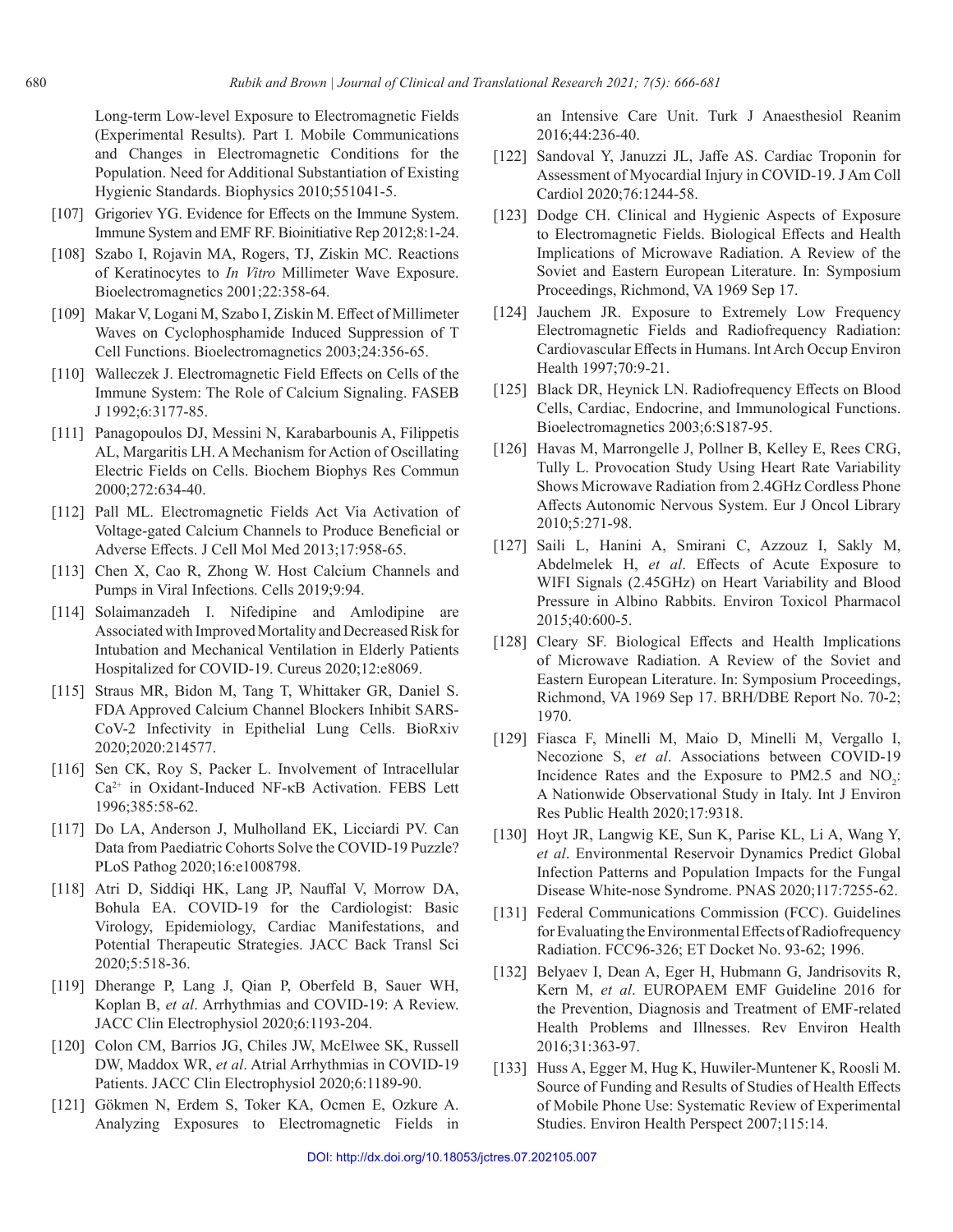Long-term Low-level Exposure to Electromagnetic Fields (Experimental Results). Part I. Mobile Communications and Changes in Electromagnetic Conditions for the Population. Need for Additional Substantiation of Existing Hygienic Standards. Biophysics 2010;551041-5.

[107] Grigoriev YG. Evidence for Effects on the Immune System. Immune System and EMF RF. Bioinitiative Rep 2012;8:1-24.

[108] Szabo I, Rojavin MA, Rogers, TJ, Ziskin MC. Reactions of Keratinocytes to *In Vitro* Millimeter Wave Exposure. Bioelectromagnetics 2001;22:358-64.

[109] Makar V, Logani M, Szabo I, Ziskin M. Effect of Millimeter Waves on Cyclophosphamide Induced Suppression of T Cell Functions. Bioelectromagnetics 2003;24:356-65.

[110] Walleczek J. Electromagnetic Field Effects on Cells of the Immune System: The Role of Calcium Signaling. FASEB J 1992;6:3177-85.

[111] Panagopoulos DJ, Messini N, Karabarbounis A, Filippetis AL, Margaritis LH. A Mechanism for Action of Oscillating Electric Fields on Cells. Biochem Biophys Res Commun 2000;272:634-40.

[112] Pall ML. Electromagnetic Fields Act Via Activation of Voltage-gated Calcium Channels to Produce Beneficial or Adverse Effects. J Cell Mol Med 2013;17:958-65.

[113] Chen X, Cao R, Zhong W. Host Calcium Channels and Pumps in Viral Infections. Cells 2019;9:94.

[114] Solaimanzadeh I. Nifedipine and Amlodipine are Associated with Improved Mortality and Decreased Risk for Intubation and Mechanical Ventilation in Elderly Patients Hospitalized for COVID-19. Cureus 2020;12:e8069.

[115] Straus MR, Bidon M, Tang T, Whittaker GR, Daniel S. FDA Approved Calcium Channel Blockers Inhibit SARS-CoV-2 Infectivity in Epithelial Lung Cells. BioRxiv 2020;2020:214577.

[116] Sen CK, Roy S, Packer L. Involvement of Intracellular $Ca^{2+}$ in Oxidant-Induced NF-κB Activation. FEBS Lett 1996;385:58-62.

[117] Do LA, Anderson J, Mulholland EK, Licciardi PV. Can Data from Paediatric Cohorts Solve the COVID-19 Puzzle? PLoS Pathog 2020;16:e1008798.

[118] Atri D, Siddiqi HK, Lang JP, Nauffal V, Morrow DA, Bohula EA. COVID-19 for the Cardiologist: Basic Virology, Epidemiology, Cardiac Manifestations, and Potential Therapeutic Strategies. JACC Back Transl Sci 2020;5:518-36.

[119] Dherange P, Lang J, Qian P, Oberfeld B, Sauer WH, Koplan B, *et al*. Arrhythmias and COVID-19: A Review. JACC Clin Electrophysiol 2020;6:1193-204.

[120] Colon CM, Barrios JG, Chiles JW, McElwee SK, Russell DW, Maddox WR, *et al*. Atrial Arrhythmias in COVID-19 Patients. JACC Clin Electrophysiol 2020;6:1189-90.

[121] Gökmen N, Erdem S, Toker KA, Ocmen E, Ozkure A. Analyzing Exposures to Electromagnetic Fields in an Intensive Care Unit. Turk J Anaesthesiol Reanim 2016;44:236-40.

[122] Sandoval Y, Januzzi JL, Jaffe AS. Cardiac Troponin for Assessment of Myocardial Injury in COVID-19. J Am Coll Cardiol 2020;76:1244-58.

[123] Dodge CH. Clinical and Hygienic Aspects of Exposure to Electromagnetic Fields. Biological Effects and Health Implications of Microwave Radiation. A Review of the Soviet and Eastern European Literature. In: Symposium Proceedings, Richmond, VA 1969 Sep 17.

[124] Jauchem JR. Exposure to Extremely Low Frequency Electromagnetic Fields and Radiofrequency Radiation: Cardiovascular Effects in Humans. Int Arch Occup Environ Health 1997;70:9-21.

[125] Black DR, Heynick LN. Radiofrequency Effects on Blood Cells, Cardiac, Endocrine, and Immunological Functions. Bioelectromagnetics 2003;6:S187-95.

[126] Havas M, Marrongelle J, Pollner B, Kelley E, Rees CRG, Tully L. Provocation Study Using Heart Rate Variability Shows Microwave Radiation from 2.4GHz Cordless Phone Affects Autonomic Nervous System. Eur J Oncol Library 2010;5:271-98.

[127] Saili L, Hanini A, Smirani C, Azzouz I, Sakly M, Abdelmelek H, *et al*. Effects of Acute Exposure to WIFI Signals (2.45GHz) on Heart Variability and Blood Pressure in Albino Rabbits. Environ Toxicol Pharmacol 2015;40:600-5.

[128] Cleary SF. Biological Effects and Health Implications of Microwave Radiation. A Review of the Soviet and Eastern European Literature. In: Symposium Proceedings, Richmond, VA 1969 Sep 17. BRH/DBE Report No. 70-2; 1970.

[129] Fiasca F, Minelli M, Maio D, Minelli M, Vergallo I, Necozione S, *et al*. Associations between COVID-19 Incidence Rates and the Exposure to PM2.5 and $NO_2$: A Nationwide Observational Study in Italy. Int J Environ Res Public Health 2020;17:9318.

[130] Hoyt JR, Langwig KE, Sun K, Parise KL, Li A, Wang Y, *et al*. Environmental Reservoir Dynamics Predict Global Infection Patterns and Population Impacts for the Fungal Disease White-nose Syndrome. PNAS 2020;117:7255-62.

[131] Federal Communications Commission (FCC). Guidelines for Evaluating the Environmental Effects of Radiofrequency Radiation. FCC96-326; ET Docket No. 93-62; 1996.

[132] Belyaev I, Dean A, Eger H, Hubmann G, Jandrisovits R, Kern M, *et al*. EUROPAEM EMF Guideline 2016 for the Prevention, Diagnosis and Treatment of EMF-related Health Problems and Illnesses. Rev Environ Health 2016;31:363-97.

[133] Huss A, Egger M, Hug K, Huwiler-Muntener K, Roosli M. Source of Funding and Results of Studies of Health Effects of Mobile Phone Use: Systematic Review of Experimental Studies. Environ Health Perspect 2007;115:14.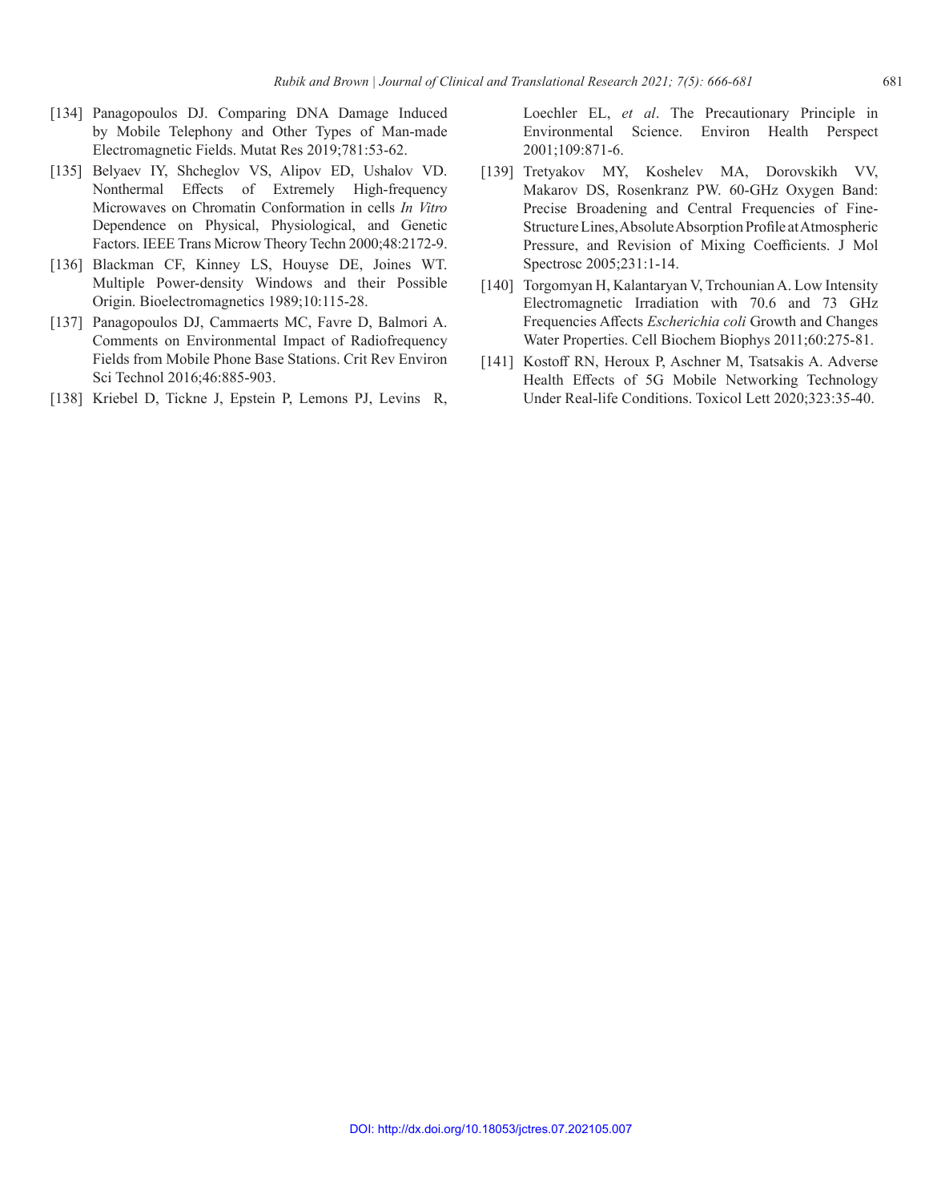[134] Panagopoulos DJ. Comparing DNA Damage Induced by Mobile Telephony and Other Types of Man-made Electromagnetic Fields. Mutat Res 2019;781:53-62.

[135] Belyaev IY, Shcheglov VS, Alipov ED, Ushalov VD. Nonthermal Effects of Extremely High-frequency Microwaves on Chromatin Conformation in cells *In Vitro* Dependence on Physical, Physiological, and Genetic Factors. IEEE Trans Microw Theory Techn 2000;48:2172-9.

[136] Blackman CF, Kinney LS, Houyse DE, Joines WT. Multiple Power-density Windows and their Possible Origin. Bioelectromagnetics 1989;10:115-28.

[137] Panagopoulos DJ, Cammaerts MC, Favre D, Balmori A. Comments on Environmental Impact of Radiofrequency Fields from Mobile Phone Base Stations. Crit Rev Environ Sci Technol 2016;46:885-903.

[138] Kriebel D, Tickne J, Epstein P, Lemons PJ, Levins R, Loechler EL, *et al*. The Precautionary Principle in Environmental Science. Environ Health Perspect 2001;109:871-6.

[139] Tretyakov MY, Koshelev MA, Dorovskikh VV, Makarov DS, Rosenkranz PW. 60-GHz Oxygen Band: Precise Broadening and Central Frequencies of Fine-Structure Lines, Absolute Absorption Profile at Atmospheric Pressure, and Revision of Mixing Coefficients. J Mol Spectrosc 2005;231:1-14.

[140] Torgomyan H, Kalantaryan V, Trchounian A. Low Intensity Electromagnetic Irradiation with 70.6 and 73 GHz Frequencies Affects *Escherichia coli* Growth and Changes Water Properties. Cell Biochem Biophys 2011;60:275-81.

[141] Kostoff RN, Heroux P, Aschner M, Tsatsakis A. Adverse Health Effects of 5G Mobile Networking Technology Under Real-life Conditions. Toxicol Lett 2020;323:35-40.